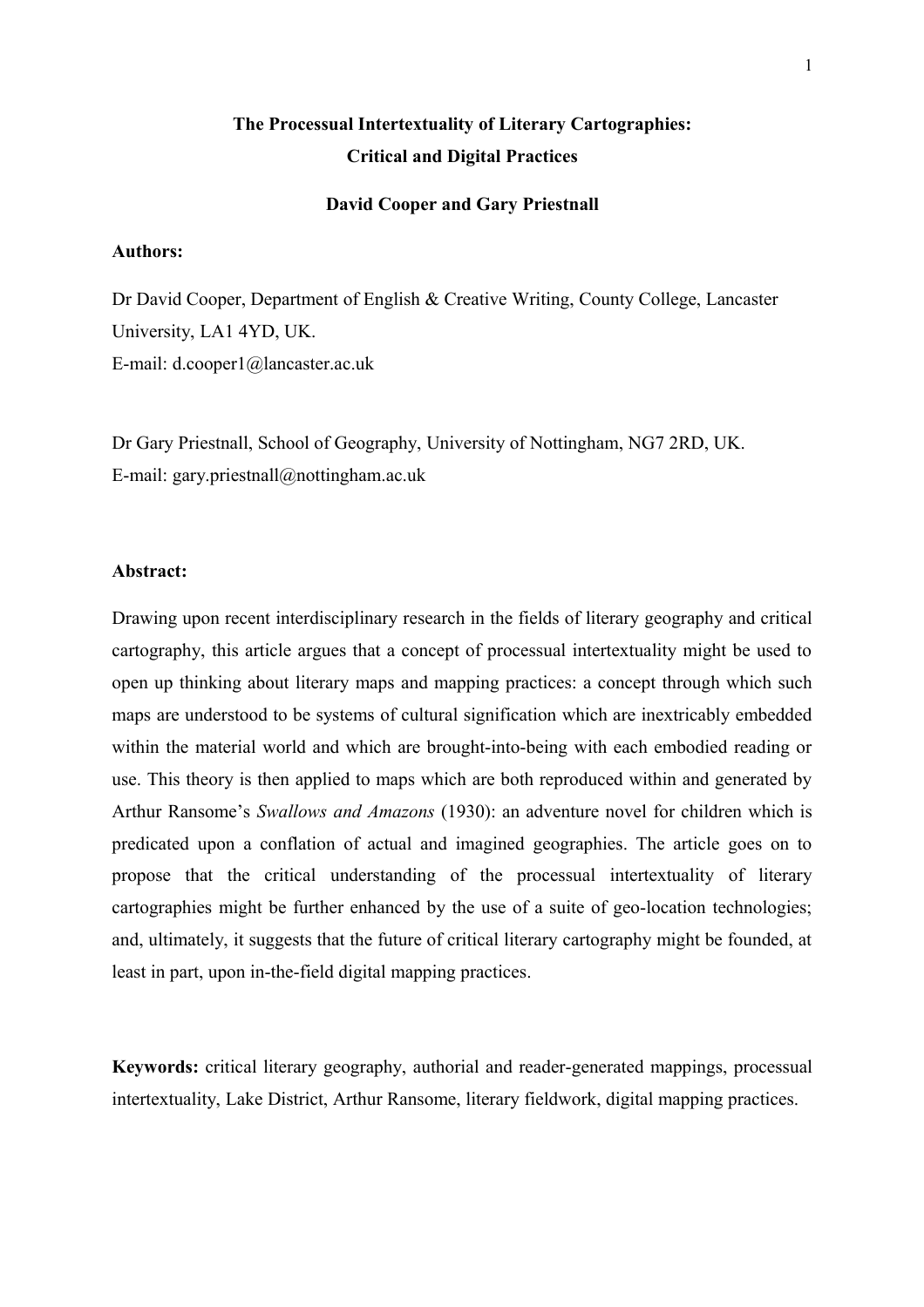# The Processual Intertextuality of Literary Cartographies: Critical and Digital Practices

**David Cooper and Gary Priestnall**

**Authors:**

Dr David Cooper, Department of English & Creative Writing, County College, Lancaster University, LA1 4YD, UK.
E-mail: d.cooper1@lancaster.ac.uk

Dr Gary Priestnall, School of Geography, University of Nottingham, NG7 2RD, UK.
E-mail: gary.priestnall@nottingham.ac.uk

**Abstract:**

Drawing upon recent interdisciplinary research in the fields of literary geography and critical cartography, this article argues that a concept of processual intertextuality might be used to open up thinking about literary maps and mapping practices: a concept through which such maps are understood to be systems of cultural signification which are inextricably embedded within the material world and which are brought-into-being with each embodied reading or use. This theory is then applied to maps which are both reproduced within and generated by Arthur Ransome's *Swallows and Amazons* (1930): an adventure novel for children which is predicated upon a conflation of actual and imagined geographies. The article goes on to propose that the critical understanding of the processual intertextuality of literary cartographies might be further enhanced by the use of a suite of geo-location technologies; and, ultimately, it suggests that the future of critical literary cartography might be founded, at least in part, upon in-the-field digital mapping practices.

**Keywords:** critical literary geography, authorial and reader-generated mappings, processual intertextuality, Lake District, Arthur Ransome, literary fieldwork, digital mapping practices.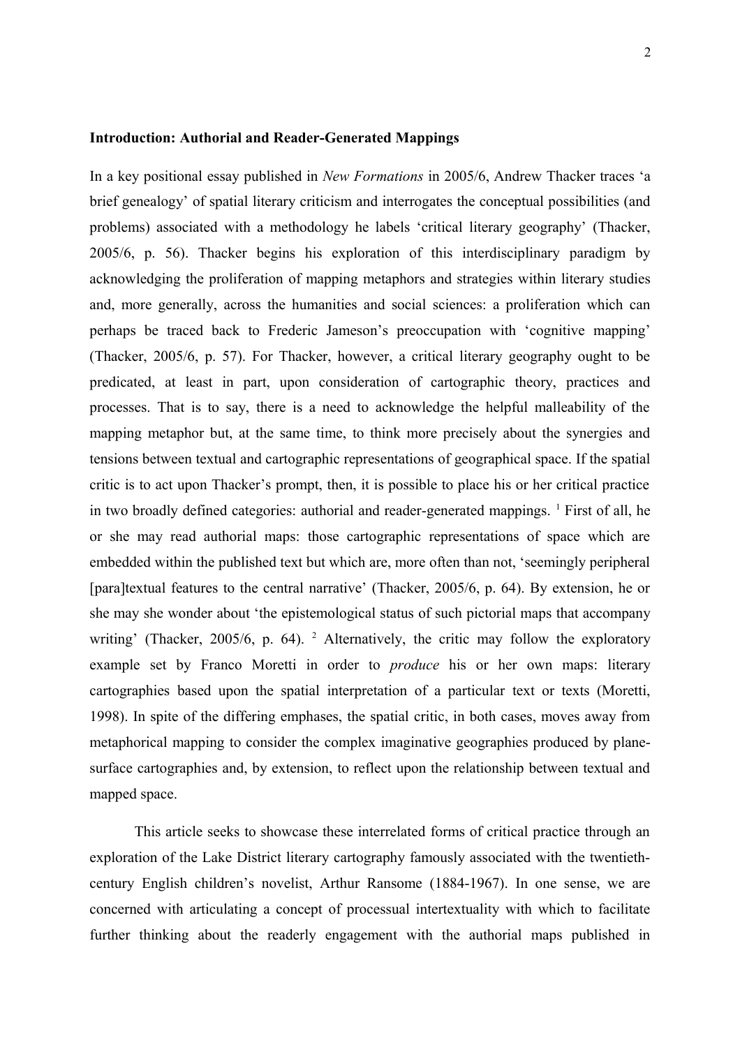**Introduction: Authorial and Reader-Generated Mappings**

In a key positional essay published in *New Formations* in 2005/6, Andrew Thacker traces 'a brief genealogy' of spatial literary criticism and interrogates the conceptual possibilities (and problems) associated with a methodology he labels 'critical literary geography' (Thacker, 2005/6, p. 56). Thacker begins his exploration of this interdisciplinary paradigm by acknowledging the proliferation of mapping metaphors and strategies within literary studies and, more generally, across the humanities and social sciences: a proliferation which can perhaps be traced back to Frederic Jameson's preoccupation with 'cognitive mapping' (Thacker, 2005/6, p. 57). For Thacker, however, a critical literary geography ought to be predicated, at least in part, upon consideration of cartographic theory, practices and processes. That is to say, there is a need to acknowledge the helpful malleability of the mapping metaphor but, at the same time, to think more precisely about the synergies and tensions between textual and cartographic representations of geographical space. If the spatial critic is to act upon Thacker's prompt, then, it is possible to place his or her critical practice in two broadly defined categories: authorial and reader-generated mappings. [1] First of all, he or she may read authorial maps: those cartographic representations of space which are embedded within the published text but which are, more often than not, 'seemingly peripheral [para]textual features to the central narrative' (Thacker, 2005/6, p. 64). By extension, he or she may she wonder about 'the epistemological status of such pictorial maps that accompany writing' (Thacker, 2005/6, p. 64). [2] Alternatively, the critic may follow the exploratory example set by Franco Moretti in order to *produce* his or her own maps: literary cartographies based upon the spatial interpretation of a particular text or texts (Moretti, 1998). In spite of the differing emphases, the spatial critic, in both cases, moves away from metaphorical mapping to consider the complex imaginative geographies produced by plane-surface cartographies and, by extension, to reflect upon the relationship between textual and mapped space.

This article seeks to showcase these interrelated forms of critical practice through an exploration of the Lake District literary cartography famously associated with the twentieth-century English children's novelist, Arthur Ransome (1884-1967). In one sense, we are concerned with articulating a concept of processual intertextuality with which to facilitate further thinking about the readerly engagement with the authorial maps published in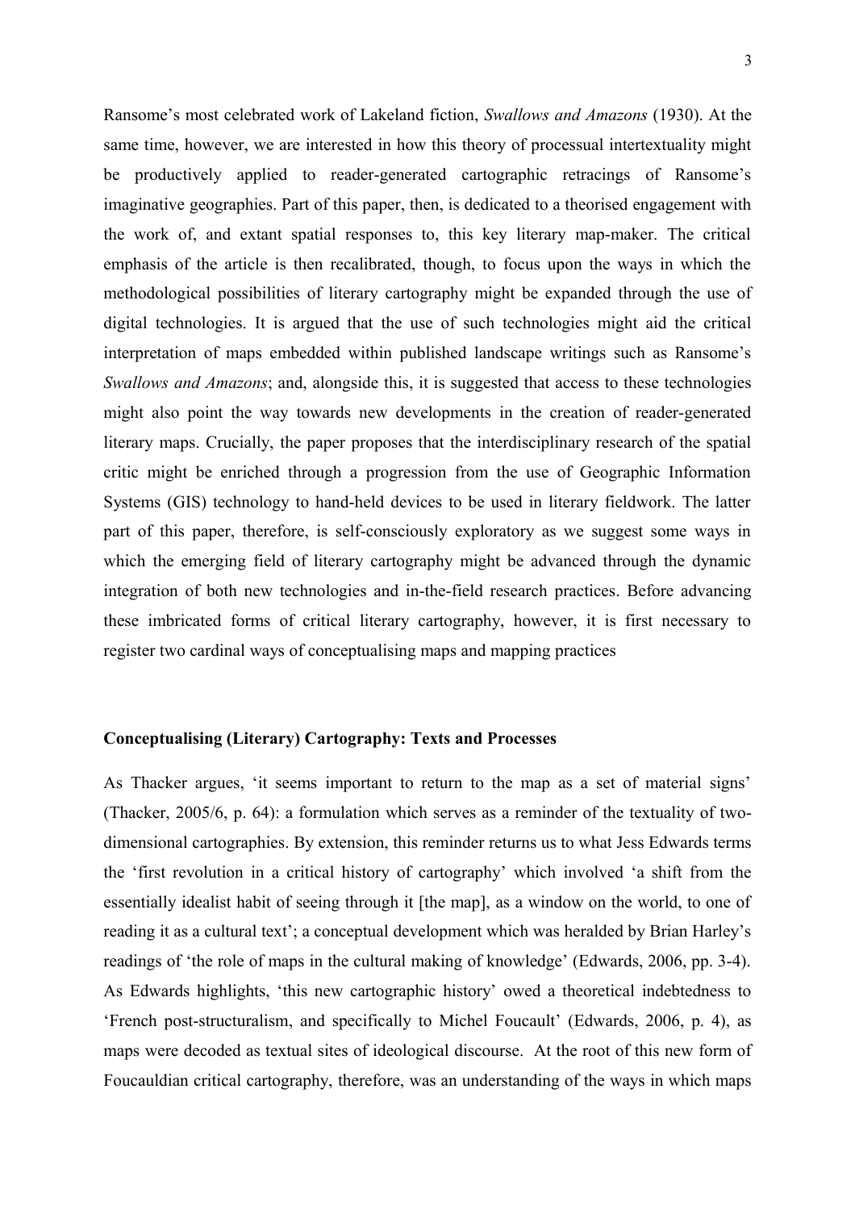Ransome's most celebrated work of Lakeland fiction, *Swallows and Amazons* (1930). At the same time, however, we are interested in how this theory of processual intertextuality might be productively applied to reader-generated cartographic retracings of Ransome's imaginative geographies. Part of this paper, then, is dedicated to a theorised engagement with the work of, and extant spatial responses to, this key literary map-maker. The critical emphasis of the article is then recalibrated, though, to focus upon the ways in which the methodological possibilities of literary cartography might be expanded through the use of digital technologies. It is argued that the use of such technologies might aid the critical interpretation of maps embedded within published landscape writings such as Ransome's *Swallows and Amazons*; and, alongside this, it is suggested that access to these technologies might also point the way towards new developments in the creation of reader-generated literary maps. Crucially, the paper proposes that the interdisciplinary research of the spatial critic might be enriched through a progression from the use of Geographic Information Systems (GIS) technology to hand-held devices to be used in literary fieldwork. The latter part of this paper, therefore, is self-consciously exploratory as we suggest some ways in which the emerging field of literary cartography might be advanced through the dynamic integration of both new technologies and in-the-field research practices. Before advancing these imbricated forms of critical literary cartography, however, it is first necessary to register two cardinal ways of conceptualising maps and mapping practices

**Conceptualising (Literary) Cartography: Texts and Processes**

As Thacker argues, 'it seems important to return to the map as a set of material signs' (Thacker, 2005/6, p. 64): a formulation which serves as a reminder of the textuality of two-dimensional cartographies. By extension, this reminder returns us to what Jess Edwards terms the 'first revolution in a critical history of cartography' which involved 'a shift from the essentially idealist habit of seeing through it [the map], as a window on the world, to one of reading it as a cultural text'; a conceptual development which was heralded by Brian Harley's readings of 'the role of maps in the cultural making of knowledge' (Edwards, 2006, pp. 3-4). As Edwards highlights, 'this new cartographic history' owed a theoretical indebtedness to 'French post-structuralism, and specifically to Michel Foucault' (Edwards, 2006, p. 4), as maps were decoded as textual sites of ideological discourse. At the root of this new form of Foucauldian critical cartography, therefore, was an understanding of the ways in which maps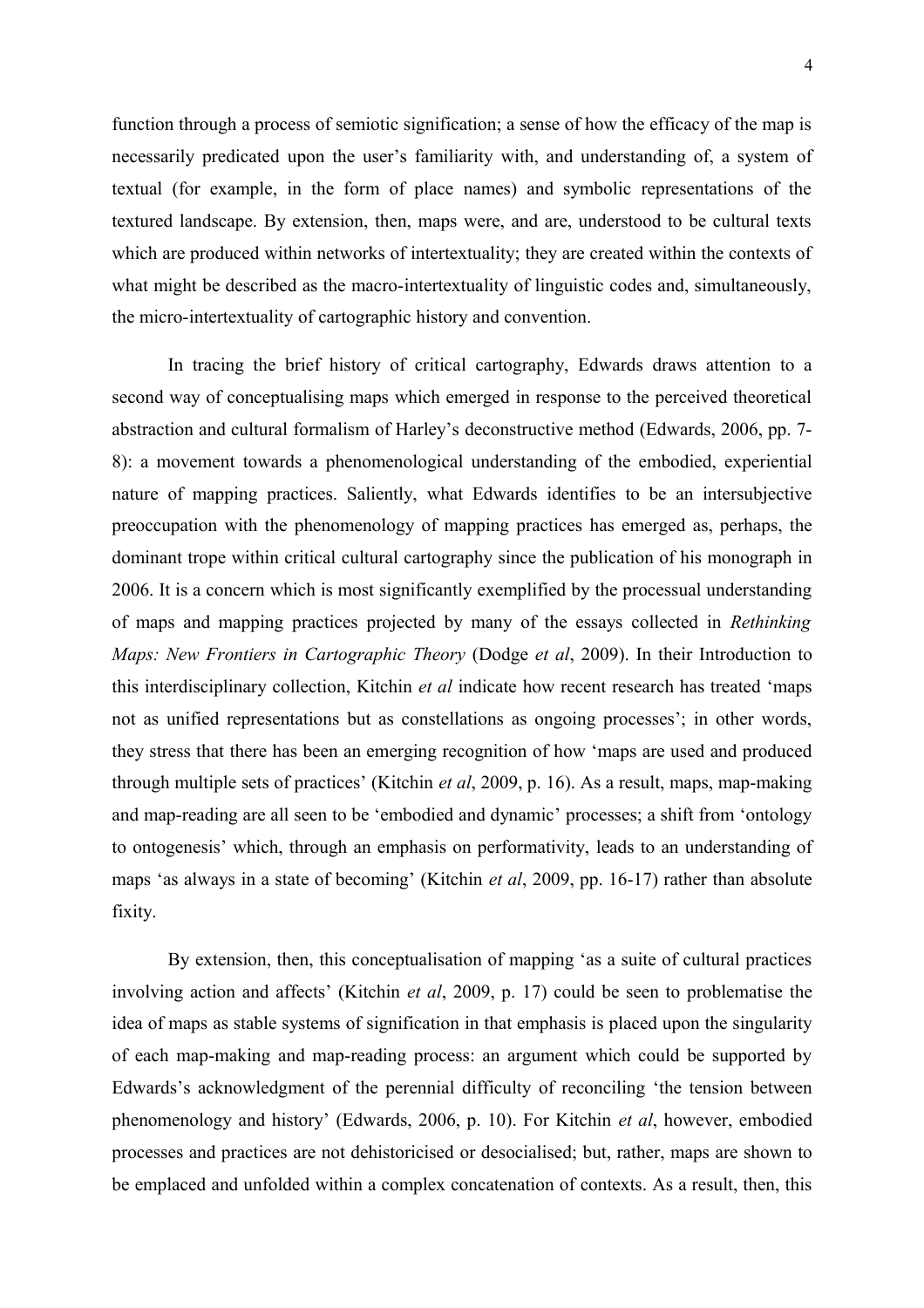function through a process of semiotic signification; a sense of how the efficacy of the map is necessarily predicated upon the user's familiarity with, and understanding of, a system of textual (for example, in the form of place names) and symbolic representations of the textured landscape. By extension, then, maps were, and are, understood to be cultural texts which are produced within networks of intertextuality; they are created within the contexts of what might be described as the macro-intertextuality of linguistic codes and, simultaneously, the micro-intertextuality of cartographic history and convention.

In tracing the brief history of critical cartography, Edwards draws attention to a second way of conceptualising maps which emerged in response to the perceived theoretical abstraction and cultural formalism of Harley's deconstructive method (Edwards, 2006, pp. 7-8): a movement towards a phenomenological understanding of the embodied, experiential nature of mapping practices. Saliently, what Edwards identifies to be an intersubjective preoccupation with the phenomenology of mapping practices has emerged as, perhaps, the dominant trope within critical cultural cartography since the publication of his monograph in 2006. It is a concern which is most significantly exemplified by the processual understanding of maps and mapping practices projected by many of the essays collected in *Rethinking Maps: New Frontiers in Cartographic Theory* (Dodge *et al*, 2009). In their Introduction to this interdisciplinary collection, Kitchin *et al* indicate how recent research has treated 'maps not as unified representations but as constellations as ongoing processes'; in other words, they stress that there has been an emerging recognition of how 'maps are used and produced through multiple sets of practices' (Kitchin *et al*, 2009, p. 16). As a result, maps, map-making and map-reading are all seen to be 'embodied and dynamic' processes; a shift from 'ontology to ontogenesis' which, through an emphasis on performativity, leads to an understanding of maps 'as always in a state of becoming' (Kitchin *et al*, 2009, pp. 16-17) rather than absolute fixity.

By extension, then, this conceptualisation of mapping 'as a suite of cultural practices involving action and affects' (Kitchin *et al*, 2009, p. 17) could be seen to problematise the idea of maps as stable systems of signification in that emphasis is placed upon the singularity of each map-making and map-reading process: an argument which could be supported by Edwards's acknowledgment of the perennial difficulty of reconciling 'the tension between phenomenology and history' (Edwards, 2006, p. 10). For Kitchin *et al*, however, embodied processes and practices are not dehistoricised or desocialised; but, rather, maps are shown to be emplaced and unfolded within a complex concatenation of contexts. As a result, then, this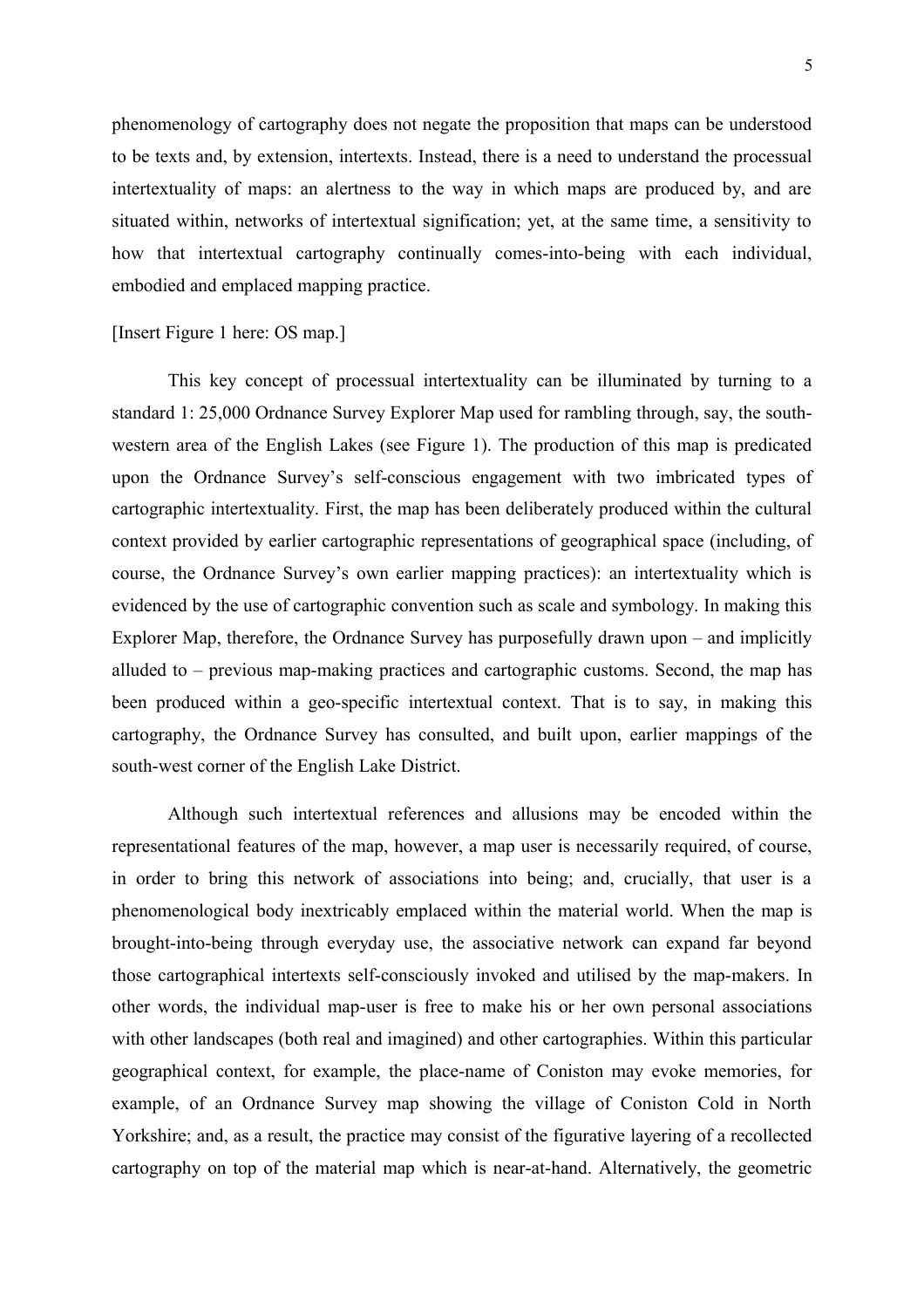phenomenology of cartography does not negate the proposition that maps can be understood to be texts and, by extension, intertexts. Instead, there is a need to understand the processual intertextuality of maps: an alertness to the way in which maps are produced by, and are situated within, networks of intertextual signification; yet, at the same time, a sensitivity to how that intertextual cartography continually comes-into-being with each individual, embodied and emplaced mapping practice.

[Insert Figure 1 here: OS map.]

This key concept of processual intertextuality can be illuminated by turning to a standard 1: 25,000 Ordnance Survey Explorer Map used for rambling through, say, the south-western area of the English Lakes (see Figure 1). The production of this map is predicated upon the Ordnance Survey's self-conscious engagement with two imbricated types of cartographic intertextuality. First, the map has been deliberately produced within the cultural context provided by earlier cartographic representations of geographical space (including, of course, the Ordnance Survey's own earlier mapping practices): an intertextuality which is evidenced by the use of cartographic convention such as scale and symbology. In making this Explorer Map, therefore, the Ordnance Survey has purposefully drawn upon – and implicitly alluded to – previous map-making practices and cartographic customs. Second, the map has been produced within a geo-specific intertextual context. That is to say, in making this cartography, the Ordnance Survey has consulted, and built upon, earlier mappings of the south-west corner of the English Lake District.

Although such intertextual references and allusions may be encoded within the representational features of the map, however, a map user is necessarily required, of course, in order to bring this network of associations into being; and, crucially, that user is a phenomenological body inextricably emplaced within the material world. When the map is brought-into-being through everyday use, the associative network can expand far beyond those cartographical intertexts self-consciously invoked and utilised by the map-makers. In other words, the individual map-user is free to make his or her own personal associations with other landscapes (both real and imagined) and other cartographies. Within this particular geographical context, for example, the place-name of Coniston may evoke memories, for example, of an Ordnance Survey map showing the village of Coniston Cold in North Yorkshire; and, as a result, the practice may consist of the figurative layering of a recollected cartography on top of the material map which is near-at-hand. Alternatively, the geometric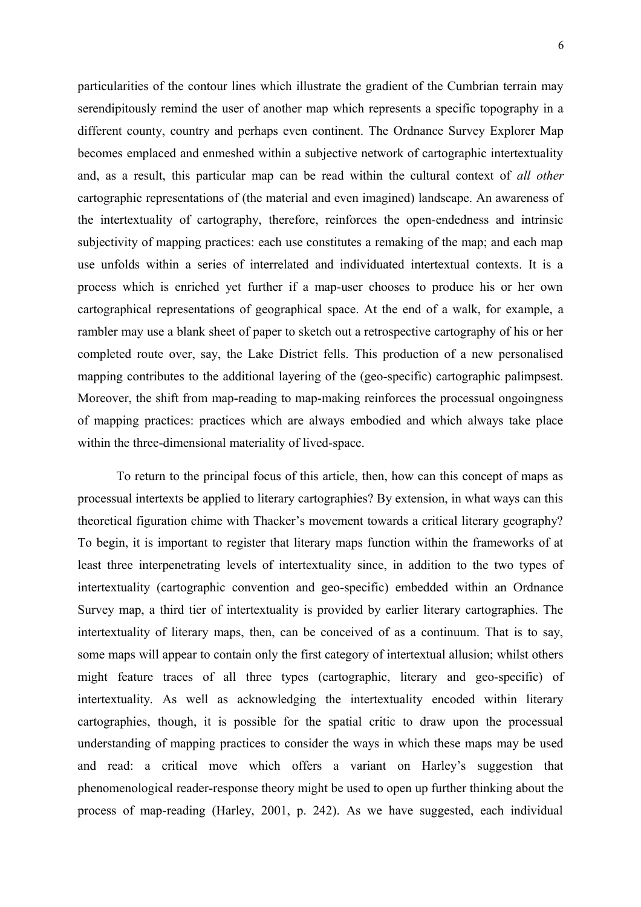particularities of the contour lines which illustrate the gradient of the Cumbrian terrain may serendipitously remind the user of another map which represents a specific topography in a different county, country and perhaps even continent. The Ordnance Survey Explorer Map becomes emplaced and enmeshed within a subjective network of cartographic intertextuality and, as a result, this particular map can be read within the cultural context of *all other* cartographic representations of (the material and even imagined) landscape. An awareness of the intertextuality of cartography, therefore, reinforces the open-endedness and intrinsic subjectivity of mapping practices: each use constitutes a remaking of the map; and each map use unfolds within a series of interrelated and individuated intertextual contexts. It is a process which is enriched yet further if a map-user chooses to produce his or her own cartographical representations of geographical space. At the end of a walk, for example, a rambler may use a blank sheet of paper to sketch out a retrospective cartography of his or her completed route over, say, the Lake District fells. This production of a new personalised mapping contributes to the additional layering of the (geo-specific) cartographic palimpsest. Moreover, the shift from map-reading to map-making reinforces the processual ongoingness of mapping practices: practices which are always embodied and which always take place within the three-dimensional materiality of lived-space.

To return to the principal focus of this article, then, how can this concept of maps as processual intertexts be applied to literary cartographies? By extension, in what ways can this theoretical figuration chime with Thacker's movement towards a critical literary geography? To begin, it is important to register that literary maps function within the frameworks of at least three interpenetrating levels of intertextuality since, in addition to the two types of intertextuality (cartographic convention and geo-specific) embedded within an Ordnance Survey map, a third tier of intertextuality is provided by earlier literary cartographies. The intertextuality of literary maps, then, can be conceived of as a continuum. That is to say, some maps will appear to contain only the first category of intertextual allusion; whilst others might feature traces of all three types (cartographic, literary and geo-specific) of intertextuality. As well as acknowledging the intertextuality encoded within literary cartographies, though, it is possible for the spatial critic to draw upon the processual understanding of mapping practices to consider the ways in which these maps may be used and read: a critical move which offers a variant on Harley's suggestion that phenomenological reader-response theory might be used to open up further thinking about the process of map-reading (Harley, 2001, p. 242). As we have suggested, each individual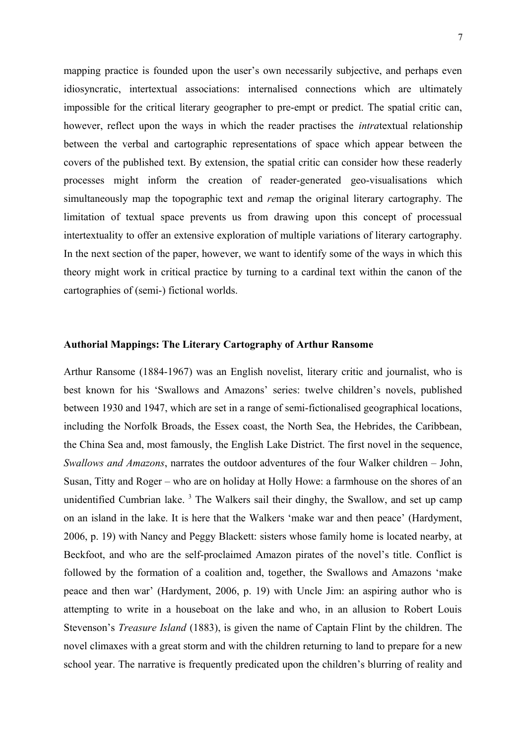mapping practice is founded upon the user's own necessarily subjective, and perhaps even idiosyncratic, intertextual associations: internalised connections which are ultimately impossible for the critical literary geographer to pre-empt or predict. The spatial critic can, however, reflect upon the ways in which the reader practises the *intra*textual relationship between the verbal and cartographic representations of space which appear between the covers of the published text. By extension, the spatial critic can consider how these readerly processes might inform the creation of reader-generated geo-visualisations which simultaneously map the topographic text and *re*map the original literary cartography. The limitation of textual space prevents us from drawing upon this concept of processual intertextuality to offer an extensive exploration of multiple variations of literary cartography. In the next section of the paper, however, we want to identify some of the ways in which this theory might work in critical practice by turning to a cardinal text within the canon of the cartographies of (semi-) fictional worlds.

**Authorial Mappings: The Literary Cartography of Arthur Ransome**

Arthur Ransome (1884-1967) was an English novelist, literary critic and journalist, who is best known for his 'Swallows and Amazons' series: twelve children's novels, published between 1930 and 1947, which are set in a range of semi-fictionalised geographical locations, including the Norfolk Broads, the Essex coast, the North Sea, the Hebrides, the Caribbean, the China Sea and, most famously, the English Lake District. The first novel in the sequence, *Swallows and Amazons*, narrates the outdoor adventures of the four Walker children – John, Susan, Titty and Roger – who are on holiday at Holly Howe: a farmhouse on the shores of an unidentified Cumbrian lake. [3] The Walkers sail their dinghy, the Swallow, and set up camp on an island in the lake. It is here that the Walkers 'make war and then peace' (Hardyment, 2006, p. 19) with Nancy and Peggy Blackett: sisters whose family home is located nearby, at Beckfoot, and who are the self-proclaimed Amazon pirates of the novel's title. Conflict is followed by the formation of a coalition and, together, the Swallows and Amazons 'make peace and then war' (Hardyment, 2006, p. 19) with Uncle Jim: an aspiring author who is attempting to write in a houseboat on the lake and who, in an allusion to Robert Louis Stevenson's *Treasure Island* (1883), is given the name of Captain Flint by the children. The novel climaxes with a great storm and with the children returning to land to prepare for a new school year. The narrative is frequently predicated upon the children's blurring of reality and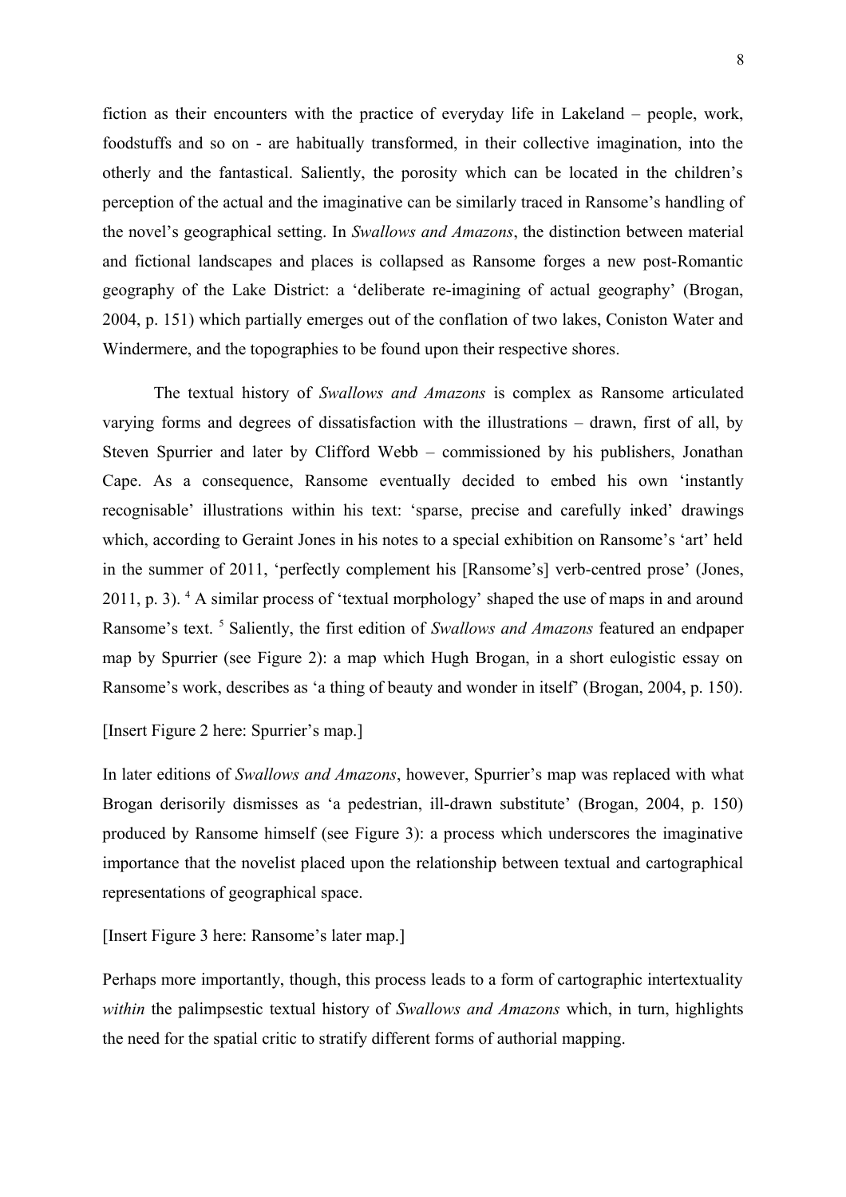fiction as their encounters with the practice of everyday life in Lakeland – people, work, foodstuffs and so on - are habitually transformed, in their collective imagination, into the otherly and the fantastical. Saliently, the porosity which can be located in the children's perception of the actual and the imaginative can be similarly traced in Ransome's handling of the novel's geographical setting. In *Swallows and Amazons*, the distinction between material and fictional landscapes and places is collapsed as Ransome forges a new post-Romantic geography of the Lake District: a 'deliberate re-imagining of actual geography' (Brogan, 2004, p. 151) which partially emerges out of the conflation of two lakes, Coniston Water and Windermere, and the topographies to be found upon their respective shores.

The textual history of *Swallows and Amazons* is complex as Ransome articulated varying forms and degrees of dissatisfaction with the illustrations – drawn, first of all, by Steven Spurrier and later by Clifford Webb – commissioned by his publishers, Jonathan Cape. As a consequence, Ransome eventually decided to embed his own 'instantly recognisable' illustrations within his text: 'sparse, precise and carefully inked' drawings which, according to Geraint Jones in his notes to a special exhibition on Ransome's 'art' held in the summer of 2011, 'perfectly complement his [Ransome's] verb-centred prose' (Jones, 2011, p. 3). [4] A similar process of 'textual morphology' shaped the use of maps in and around Ransome's text. [5] Saliently, the first edition of *Swallows and Amazons* featured an endpaper map by Spurrier (see Figure 2): a map which Hugh Brogan, in a short eulogistic essay on Ransome's work, describes as 'a thing of beauty and wonder in itself' (Brogan, 2004, p. 150).

[Insert Figure 2 here: Spurrier's map.]

In later editions of *Swallows and Amazons*, however, Spurrier's map was replaced with what Brogan derisorily dismisses as 'a pedestrian, ill-drawn substitute' (Brogan, 2004, p. 150) produced by Ransome himself (see Figure 3): a process which underscores the imaginative importance that the novelist placed upon the relationship between textual and cartographical representations of geographical space.

[Insert Figure 3 here: Ransome's later map.]

Perhaps more importantly, though, this process leads to a form of cartographic intertextuality *within* the palimpsestic textual history of *Swallows and Amazons* which, in turn, highlights the need for the spatial critic to stratify different forms of authorial mapping.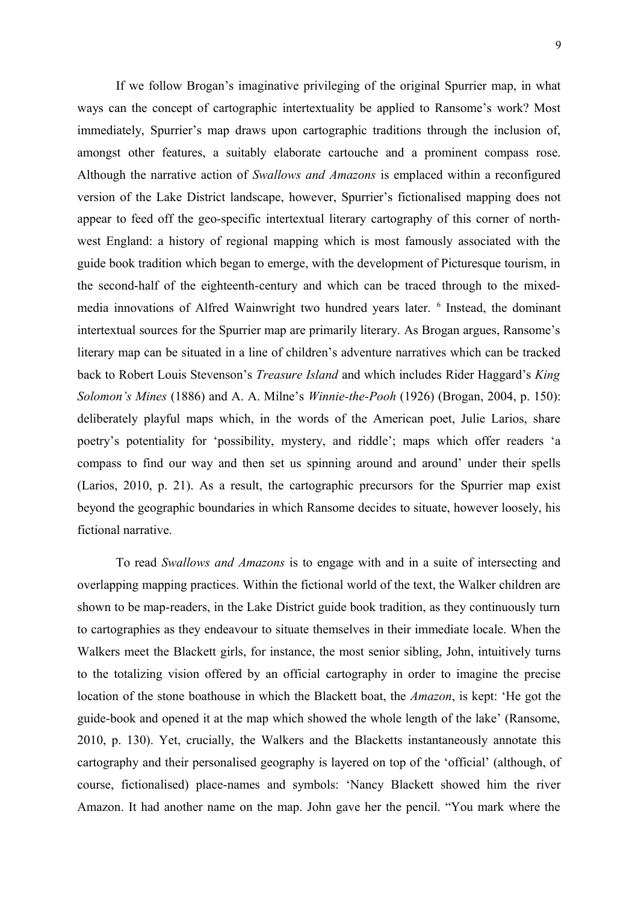If we follow Brogan's imaginative privileging of the original Spurrier map, in what ways can the concept of cartographic intertextuality be applied to Ransome's work? Most immediately, Spurrier's map draws upon cartographic traditions through the inclusion of, amongst other features, a suitably elaborate cartouche and a prominent compass rose. Although the narrative action of *Swallows and Amazons* is emplaced within a reconfigured version of the Lake District landscape, however, Spurrier's fictionalised mapping does not appear to feed off the geo-specific intertextual literary cartography of this corner of north-west England: a history of regional mapping which is most famously associated with the guide book tradition which began to emerge, with the development of Picturesque tourism, in the second-half of the eighteenth-century and which can be traced through to the mixed-media innovations of Alfred Wainwright two hundred years later. [6] Instead, the dominant intertextual sources for the Spurrier map are primarily literary. As Brogan argues, Ransome's literary map can be situated in a line of children's adventure narratives which can be tracked back to Robert Louis Stevenson's *Treasure Island* and which includes Rider Haggard's *King Solomon's Mines* (1886) and A. A. Milne's *Winnie-the-Pooh* (1926) (Brogan, 2004, p. 150): deliberately playful maps which, in the words of the American poet, Julie Larios, share poetry's potentiality for 'possibility, mystery, and riddle'; maps which offer readers 'a compass to find our way and then set us spinning around and around' under their spells (Larios, 2010, p. 21). As a result, the cartographic precursors for the Spurrier map exist beyond the geographic boundaries in which Ransome decides to situate, however loosely, his fictional narrative.

To read *Swallows and Amazons* is to engage with and in a suite of intersecting and overlapping mapping practices. Within the fictional world of the text, the Walker children are shown to be map-readers, in the Lake District guide book tradition, as they continuously turn to cartographies as they endeavour to situate themselves in their immediate locale. When the Walkers meet the Blackett girls, for instance, the most senior sibling, John, intuitively turns to the totalizing vision offered by an official cartography in order to imagine the precise location of the stone boathouse in which the Blackett boat, the *Amazon*, is kept: 'He got the guide-book and opened it at the map which showed the whole length of the lake' (Ransome, 2010, p. 130). Yet, crucially, the Walkers and the Blacketts instantaneously annotate this cartography and their personalised geography is layered on top of the 'official' (although, of course, fictionalised) place-names and symbols: 'Nancy Blackett showed him the river Amazon. It had another name on the map. John gave her the pencil. "You mark where the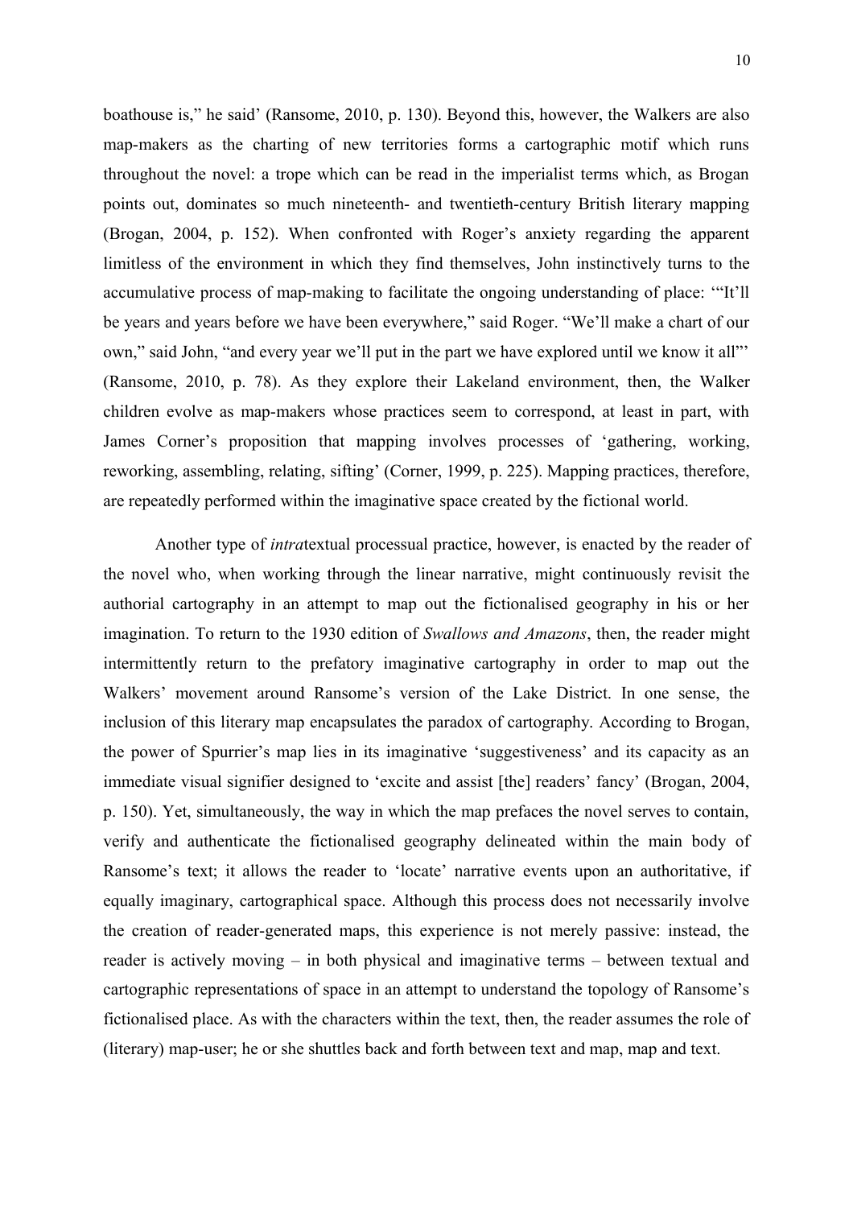boathouse is," he said' (Ransome, 2010, p. 130). Beyond this, however, the Walkers are also map-makers as the charting of new territories forms a cartographic motif which runs throughout the novel: a trope which can be read in the imperialist terms which, as Brogan points out, dominates so much nineteenth- and twentieth-century British literary mapping (Brogan, 2004, p. 152). When confronted with Roger's anxiety regarding the apparent limitless of the environment in which they find themselves, John instinctively turns to the accumulative process of map-making to facilitate the ongoing understanding of place: '"It'll be years and years before we have been everywhere," said Roger. "We'll make a chart of our own," said John, "and every year we'll put in the part we have explored until we know it all"' (Ransome, 2010, p. 78). As they explore their Lakeland environment, then, the Walker children evolve as map-makers whose practices seem to correspond, at least in part, with James Corner's proposition that mapping involves processes of 'gathering, working, reworking, assembling, relating, sifting' (Corner, 1999, p. 225). Mapping practices, therefore, are repeatedly performed within the imaginative space created by the fictional world.

Another type of *intra*textual processual practice, however, is enacted by the reader of the novel who, when working through the linear narrative, might continuously revisit the authorial cartography in an attempt to map out the fictionalised geography in his or her imagination. To return to the 1930 edition of *Swallows and Amazons*, then, the reader might intermittently return to the prefatory imaginative cartography in order to map out the Walkers' movement around Ransome's version of the Lake District. In one sense, the inclusion of this literary map encapsulates the paradox of cartography. According to Brogan, the power of Spurrier's map lies in its imaginative 'suggestiveness' and its capacity as an immediate visual signifier designed to 'excite and assist [the] readers' fancy' (Brogan, 2004, p. 150). Yet, simultaneously, the way in which the map prefaces the novel serves to contain, verify and authenticate the fictionalised geography delineated within the main body of Ransome's text; it allows the reader to 'locate' narrative events upon an authoritative, if equally imaginary, cartographical space. Although this process does not necessarily involve the creation of reader-generated maps, this experience is not merely passive: instead, the reader is actively moving – in both physical and imaginative terms – between textual and cartographic representations of space in an attempt to understand the topology of Ransome's fictionalised place. As with the characters within the text, then, the reader assumes the role of (literary) map-user; he or she shuttles back and forth between text and map, map and text.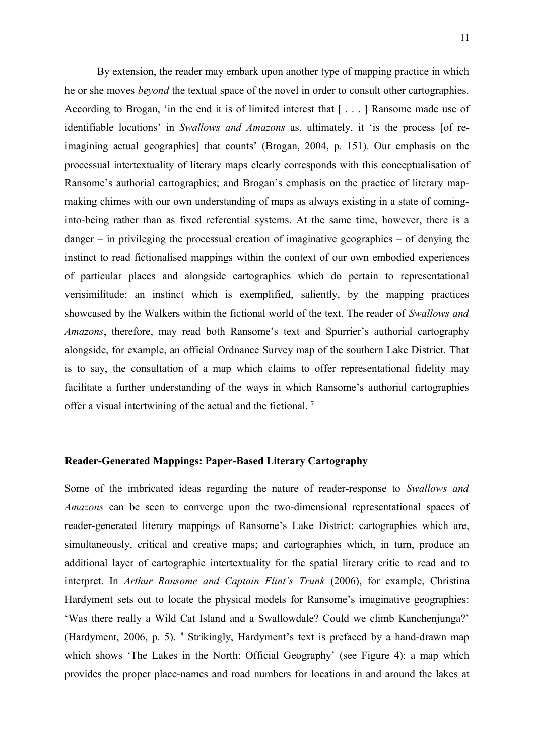By extension, the reader may embark upon another type of mapping practice in which he or she moves *beyond* the textual space of the novel in order to consult other cartographies. According to Brogan, 'in the end it is of limited interest that [ . . . ] Ransome made use of identifiable locations' in *Swallows and Amazons* as, ultimately, it 'is the process [of re-imagining actual geographies] that counts' (Brogan, 2004, p. 151). Our emphasis on the processual intertextuality of literary maps clearly corresponds with this conceptualisation of Ransome's authorial cartographies; and Brogan's emphasis on the practice of literary map-making chimes with our own understanding of maps as always existing in a state of coming-into-being rather than as fixed referential systems. At the same time, however, there is a danger – in privileging the processual creation of imaginative geographies – of denying the instinct to read fictionalised mappings within the context of our own embodied experiences of particular places and alongside cartographies which do pertain to representational verisimilitude: an instinct which is exemplified, saliently, by the mapping practices showcased by the Walkers within the fictional world of the text. The reader of *Swallows and Amazons*, therefore, may read both Ransome's text and Spurrier's authorial cartography alongside, for example, an official Ordnance Survey map of the southern Lake District. That is to say, the consultation of a map which claims to offer representational fidelity may facilitate a further understanding of the ways in which Ransome's authorial cartographies offer a visual intertwining of the actual and the fictional. [7]

## Reader-Generated Mappings: Paper-Based Literary Cartography

Some of the imbricated ideas regarding the nature of reader-response to *Swallows and Amazons* can be seen to converge upon the two-dimensional representational spaces of reader-generated literary mappings of Ransome's Lake District: cartographies which are, simultaneously, critical and creative maps; and cartographies which, in turn, produce an additional layer of cartographic intertextuality for the spatial literary critic to read and to interpret. In *Arthur Ransome and Captain Flint's Trunk* (2006), for example, Christina Hardyment sets out to locate the physical models for Ransome's imaginative geographies: 'Was there really a Wild Cat Island and a Swallowdale? Could we climb Kanchenjunga?' (Hardyment, 2006, p. 5). [8] Strikingly, Hardyment's text is prefaced by a hand-drawn map which shows 'The Lakes in the North: Official Geography' (see Figure 4): a map which provides the proper place-names and road numbers for locations in and around the lakes at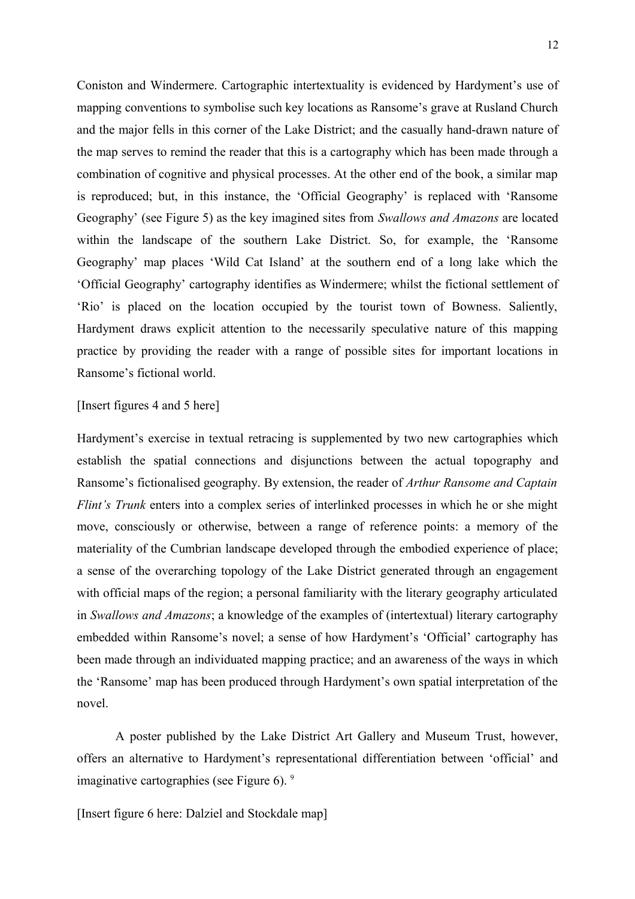Coniston and Windermere. Cartographic intertextuality is evidenced by Hardyment's use of mapping conventions to symbolise such key locations as Ransome's grave at Rusland Church and the major fells in this corner of the Lake District; and the casually hand-drawn nature of the map serves to remind the reader that this is a cartography which has been made through a combination of cognitive and physical processes. At the other end of the book, a similar map is reproduced; but, in this instance, the 'Official Geography' is replaced with 'Ransome Geography' (see Figure 5) as the key imagined sites from *Swallows and Amazons* are located within the landscape of the southern Lake District. So, for example, the 'Ransome Geography' map places 'Wild Cat Island' at the southern end of a long lake which the 'Official Geography' cartography identifies as Windermere; whilst the fictional settlement of 'Rio' is placed on the location occupied by the tourist town of Bowness. Saliently, Hardyment draws explicit attention to the necessarily speculative nature of this mapping practice by providing the reader with a range of possible sites for important locations in Ransome's fictional world.

[Insert figures 4 and 5 here]

Hardyment's exercise in textual retracing is supplemented by two new cartographies which establish the spatial connections and disjunctions between the actual topography and Ransome's fictionalised geography. By extension, the reader of *Arthur Ransome and Captain Flint's Trunk* enters into a complex series of interlinked processes in which he or she might move, consciously or otherwise, between a range of reference points: a memory of the materiality of the Cumbrian landscape developed through the embodied experience of place; a sense of the overarching topology of the Lake District generated through an engagement with official maps of the region; a personal familiarity with the literary geography articulated in *Swallows and Amazons*; a knowledge of the examples of (intertextual) literary cartography embedded within Ransome's novel; a sense of how Hardyment's 'Official' cartography has been made through an individuated mapping practice; and an awareness of the ways in which the 'Ransome' map has been produced through Hardyment's own spatial interpretation of the novel.

A poster published by the Lake District Art Gallery and Museum Trust, however, offers an alternative to Hardyment's representational differentiation between 'official' and imaginative cartographies (see Figure 6). [9]

[Insert figure 6 here: Dalziel and Stockdale map]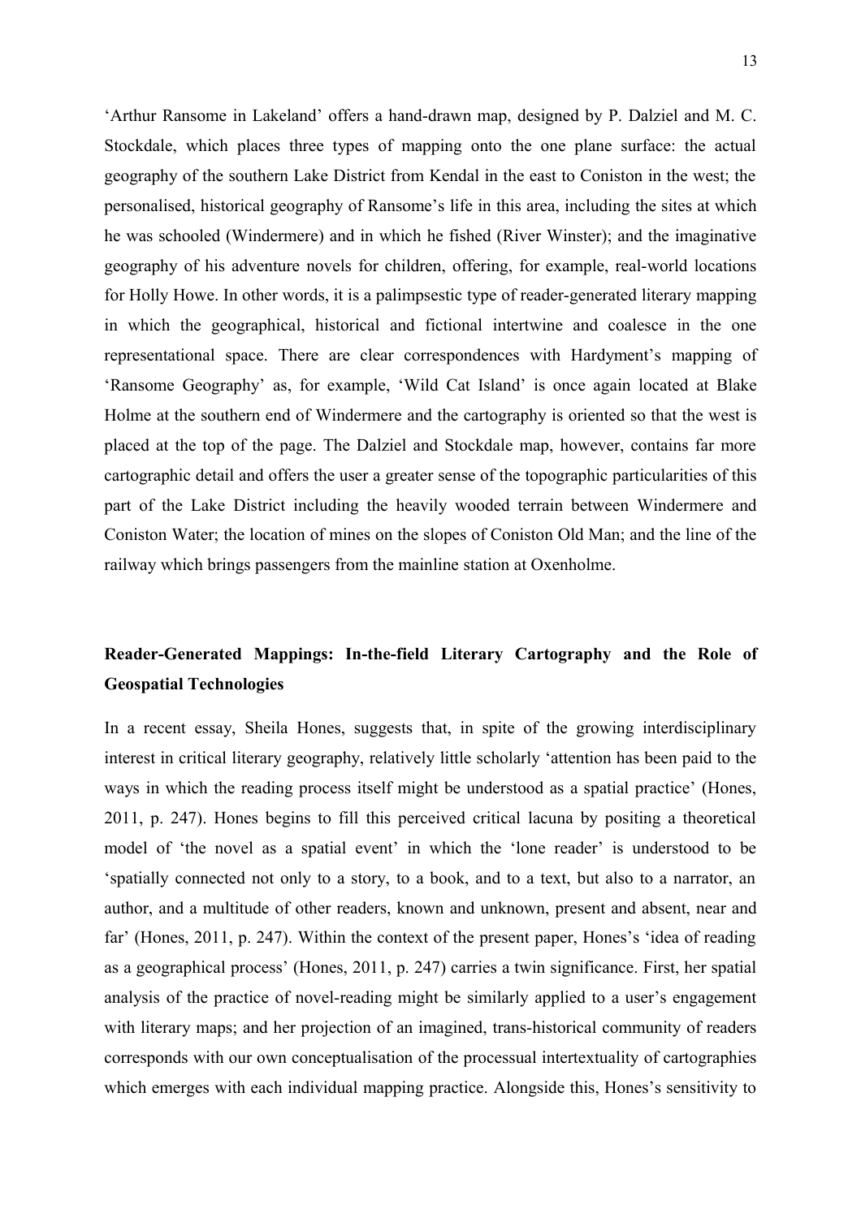'Arthur Ransome in Lakeland' offers a hand-drawn map, designed by P. Dalziel and M. C. Stockdale, which places three types of mapping onto the one plane surface: the actual geography of the southern Lake District from Kendal in the east to Coniston in the west; the personalised, historical geography of Ransome's life in this area, including the sites at which he was schooled (Windermere) and in which he fished (River Winster); and the imaginative geography of his adventure novels for children, offering, for example, real-world locations for Holly Howe. In other words, it is a palimpsestic type of reader-generated literary mapping in which the geographical, historical and fictional intertwine and coalesce in the one representational space. There are clear correspondences with Hardyment's mapping of 'Ransome Geography' as, for example, 'Wild Cat Island' is once again located at Blake Holme at the southern end of Windermere and the cartography is oriented so that the west is placed at the top of the page. The Dalziel and Stockdale map, however, contains far more cartographic detail and offers the user a greater sense of the topographic particularities of this part of the Lake District including the heavily wooded terrain between Windermere and Coniston Water; the location of mines on the slopes of Coniston Old Man; and the line of the railway which brings passengers from the mainline station at Oxenholme.

## Reader-Generated Mappings: In-the-field Literary Cartography and the Role of Geospatial Technologies

In a recent essay, Sheila Hones, suggests that, in spite of the growing interdisciplinary interest in critical literary geography, relatively little scholarly 'attention has been paid to the ways in which the reading process itself might be understood as a spatial practice' (Hones, 2011, p. 247). Hones begins to fill this perceived critical lacuna by positing a theoretical model of 'the novel as a spatial event' in which the 'lone reader' is understood to be 'spatially connected not only to a story, to a book, and to a text, but also to a narrator, an author, and a multitude of other readers, known and unknown, present and absent, near and far' (Hones, 2011, p. 247). Within the context of the present paper, Hones's 'idea of reading as a geographical process' (Hones, 2011, p. 247) carries a twin significance. First, her spatial analysis of the practice of novel-reading might be similarly applied to a user's engagement with literary maps; and her projection of an imagined, trans-historical community of readers corresponds with our own conceptualisation of the processual intertextuality of cartographies which emerges with each individual mapping practice. Alongside this, Hones's sensitivity to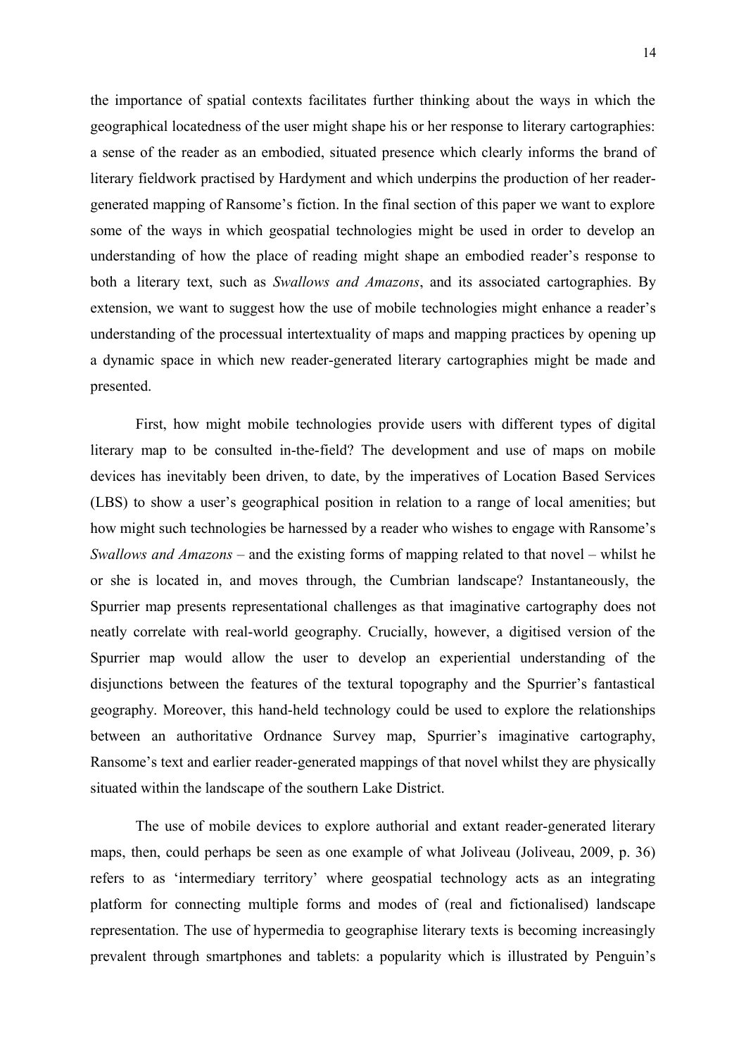the importance of spatial contexts facilitates further thinking about the ways in which the geographical locatedness of the user might shape his or her response to literary cartographies: a sense of the reader as an embodied, situated presence which clearly informs the brand of literary fieldwork practised by Hardyment and which underpins the production of her reader-generated mapping of Ransome's fiction. In the final section of this paper we want to explore some of the ways in which geospatial technologies might be used in order to develop an understanding of how the place of reading might shape an embodied reader's response to both a literary text, such as *Swallows and Amazons*, and its associated cartographies. By extension, we want to suggest how the use of mobile technologies might enhance a reader's understanding of the processual intertextuality of maps and mapping practices by opening up a dynamic space in which new reader-generated literary cartographies might be made and presented.

First, how might mobile technologies provide users with different types of digital literary map to be consulted in-the-field? The development and use of maps on mobile devices has inevitably been driven, to date, by the imperatives of Location Based Services (LBS) to show a user's geographical position in relation to a range of local amenities; but how might such technologies be harnessed by a reader who wishes to engage with Ransome's *Swallows and Amazons* – and the existing forms of mapping related to that novel – whilst he or she is located in, and moves through, the Cumbrian landscape? Instantaneously, the Spurrier map presents representational challenges as that imaginative cartography does not neatly correlate with real-world geography. Crucially, however, a digitised version of the Spurrier map would allow the user to develop an experiential understanding of the disjunctions between the features of the textural topography and the Spurrier's fantastical geography. Moreover, this hand-held technology could be used to explore the relationships between an authoritative Ordnance Survey map, Spurrier's imaginative cartography, Ransome's text and earlier reader-generated mappings of that novel whilst they are physically situated within the landscape of the southern Lake District.

The use of mobile devices to explore authorial and extant reader-generated literary maps, then, could perhaps be seen as one example of what Joliveau (Joliveau, 2009, p. 36) refers to as 'intermediary territory' where geospatial technology acts as an integrating platform for connecting multiple forms and modes of (real and fictionalised) landscape representation. The use of hypermedia to geographise literary texts is becoming increasingly prevalent through smartphones and tablets: a popularity which is illustrated by Penguin's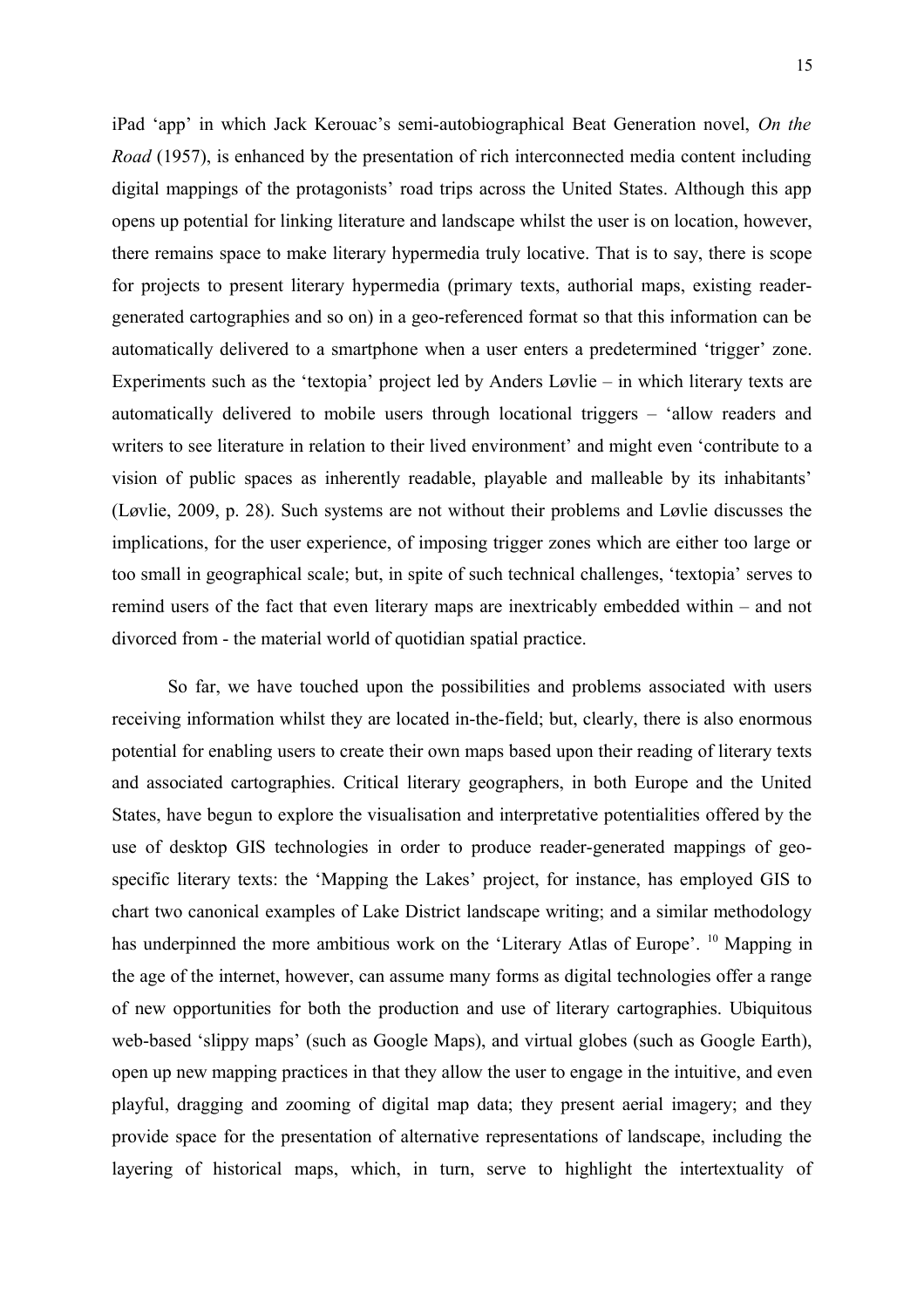iPad 'app' in which Jack Kerouac's semi-autobiographical Beat Generation novel, *On the Road* (1957), is enhanced by the presentation of rich interconnected media content including digital mappings of the protagonists' road trips across the United States. Although this app opens up potential for linking literature and landscape whilst the user is on location, however, there remains space to make literary hypermedia truly locative. That is to say, there is scope for projects to present literary hypermedia (primary texts, authorial maps, existing reader-generated cartographies and so on) in a geo-referenced format so that this information can be automatically delivered to a smartphone when a user enters a predetermined 'trigger' zone. Experiments such as the 'textopia' project led by Anders Løvlie – in which literary texts are automatically delivered to mobile users through locational triggers – 'allow readers and writers to see literature in relation to their lived environment' and might even 'contribute to a vision of public spaces as inherently readable, playable and malleable by its inhabitants' (Løvlie, 2009, p. 28). Such systems are not without their problems and Løvlie discusses the implications, for the user experience, of imposing trigger zones which are either too large or too small in geographical scale; but, in spite of such technical challenges, 'textopia' serves to remind users of the fact that even literary maps are inextricably embedded within – and not divorced from - the material world of quotidian spatial practice.

So far, we have touched upon the possibilities and problems associated with users receiving information whilst they are located in-the-field; but, clearly, there is also enormous potential for enabling users to create their own maps based upon their reading of literary texts and associated cartographies. Critical literary geographers, in both Europe and the United States, have begun to explore the visualisation and interpretative potentialities offered by the use of desktop GIS technologies in order to produce reader-generated mappings of geo-specific literary texts: the 'Mapping the Lakes' project, for instance, has employed GIS to chart two canonical examples of Lake District landscape writing; and a similar methodology has underpinned the more ambitious work on the 'Literary Atlas of Europe'. [10] Mapping in the age of the internet, however, can assume many forms as digital technologies offer a range of new opportunities for both the production and use of literary cartographies. Ubiquitous web-based 'slippy maps' (such as Google Maps), and virtual globes (such as Google Earth), open up new mapping practices in that they allow the user to engage in the intuitive, and even playful, dragging and zooming of digital map data; they present aerial imagery; and they provide space for the presentation of alternative representations of landscape, including the layering of historical maps, which, in turn, serve to highlight the intertextuality of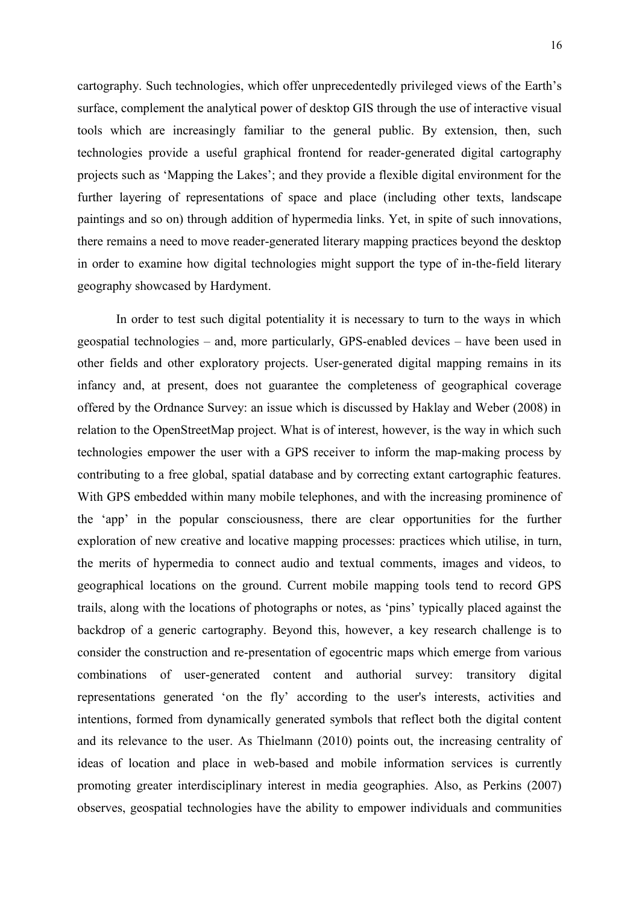cartography. Such technologies, which offer unprecedentedly privileged views of the Earth's surface, complement the analytical power of desktop GIS through the use of interactive visual tools which are increasingly familiar to the general public. By extension, then, such technologies provide a useful graphical frontend for reader-generated digital cartography projects such as 'Mapping the Lakes'; and they provide a flexible digital environment for the further layering of representations of space and place (including other texts, landscape paintings and so on) through addition of hypermedia links. Yet, in spite of such innovations, there remains a need to move reader-generated literary mapping practices beyond the desktop in order to examine how digital technologies might support the type of in-the-field literary geography showcased by Hardyment.

In order to test such digital potentiality it is necessary to turn to the ways in which geospatial technologies – and, more particularly, GPS-enabled devices – have been used in other fields and other exploratory projects. User-generated digital mapping remains in its infancy and, at present, does not guarantee the completeness of geographical coverage offered by the Ordnance Survey: an issue which is discussed by Haklay and Weber (2008) in relation to the OpenStreetMap project. What is of interest, however, is the way in which such technologies empower the user with a GPS receiver to inform the map-making process by contributing to a free global, spatial database and by correcting extant cartographic features. With GPS embedded within many mobile telephones, and with the increasing prominence of the 'app' in the popular consciousness, there are clear opportunities for the further exploration of new creative and locative mapping processes: practices which utilise, in turn, the merits of hypermedia to connect audio and textual comments, images and videos, to geographical locations on the ground. Current mobile mapping tools tend to record GPS trails, along with the locations of photographs or notes, as 'pins' typically placed against the backdrop of a generic cartography. Beyond this, however, a key research challenge is to consider the construction and re-presentation of egocentric maps which emerge from various combinations of user-generated content and authorial survey: transitory digital representations generated 'on the fly' according to the user's interests, activities and intentions, formed from dynamically generated symbols that reflect both the digital content and its relevance to the user. As Thielmann (2010) points out, the increasing centrality of ideas of location and place in web-based and mobile information services is currently promoting greater interdisciplinary interest in media geographies. Also, as Perkins (2007) observes, geospatial technologies have the ability to empower individuals and communities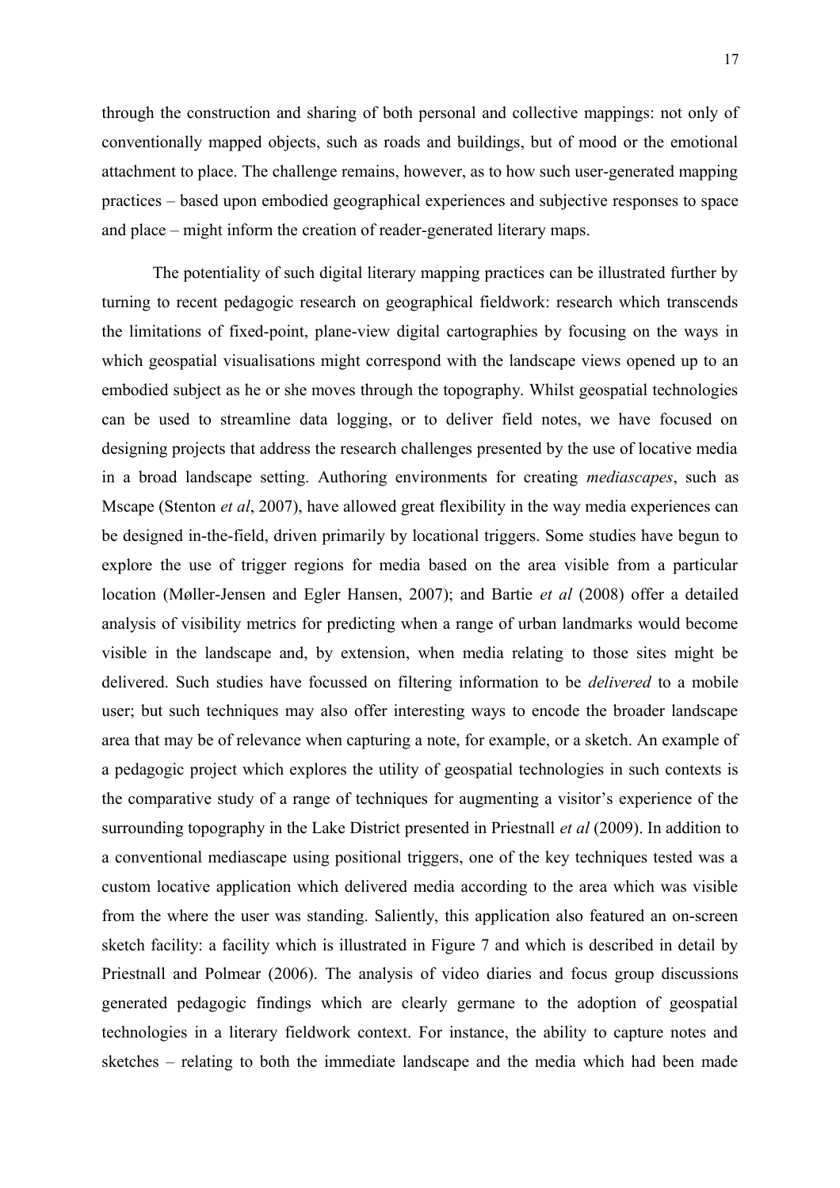through the construction and sharing of both personal and collective mappings: not only of conventionally mapped objects, such as roads and buildings, but of mood or the emotional attachment to place. The challenge remains, however, as to how such user-generated mapping practices – based upon embodied geographical experiences and subjective responses to space and place – might inform the creation of reader-generated literary maps.

The potentiality of such digital literary mapping practices can be illustrated further by turning to recent pedagogic research on geographical fieldwork: research which transcends the limitations of fixed-point, plane-view digital cartographies by focusing on the ways in which geospatial visualisations might correspond with the landscape views opened up to an embodied subject as he or she moves through the topography. Whilst geospatial technologies can be used to streamline data logging, or to deliver field notes, we have focused on designing projects that address the research challenges presented by the use of locative media in a broad landscape setting. Authoring environments for creating *mediascapes*, such as Mscape (Stenton *et al*, 2007), have allowed great flexibility in the way media experiences can be designed in-the-field, driven primarily by locational triggers. Some studies have begun to explore the use of trigger regions for media based on the area visible from a particular location (Møller-Jensen and Egler Hansen, 2007); and Bartie *et al* (2008) offer a detailed analysis of visibility metrics for predicting when a range of urban landmarks would become visible in the landscape and, by extension, when media relating to those sites might be delivered. Such studies have focussed on filtering information to be *delivered* to a mobile user; but such techniques may also offer interesting ways to encode the broader landscape area that may be of relevance when capturing a note, for example, or a sketch. An example of a pedagogic project which explores the utility of geospatial technologies in such contexts is the comparative study of a range of techniques for augmenting a visitor's experience of the surrounding topography in the Lake District presented in Priestnall *et al* (2009). In addition to a conventional mediascape using positional triggers, one of the key techniques tested was a custom locative application which delivered media according to the area which was visible from the where the user was standing. Saliently, this application also featured an on-screen sketch facility: a facility which is illustrated in Figure 7 and which is described in detail by Priestnall and Polmear (2006). The analysis of video diaries and focus group discussions generated pedagogic findings which are clearly germane to the adoption of geospatial technologies in a literary fieldwork context. For instance, the ability to capture notes and sketches – relating to both the immediate landscape and the media which had been made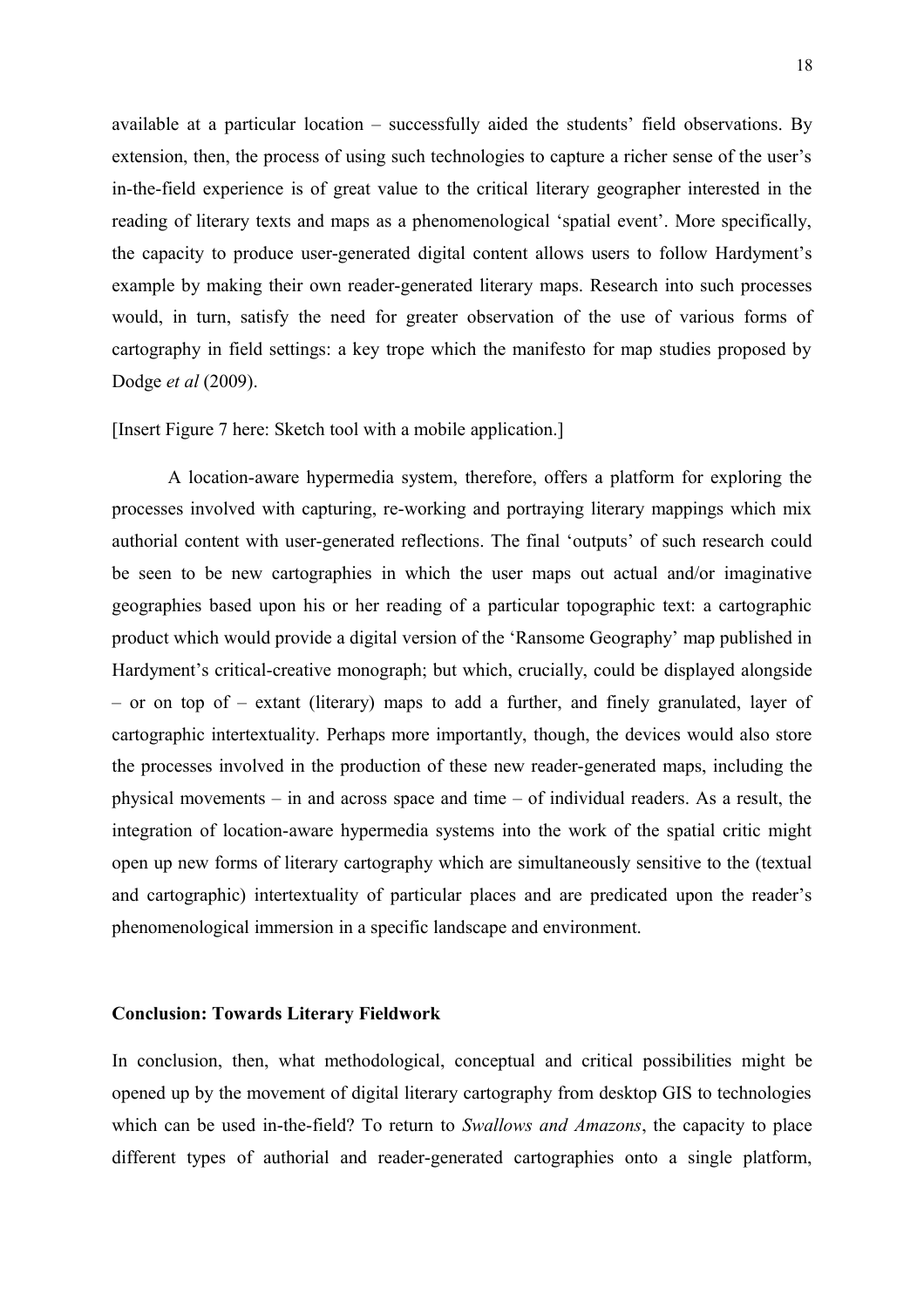available at a particular location – successfully aided the students' field observations. By extension, then, the process of using such technologies to capture a richer sense of the user's in-the-field experience is of great value to the critical literary geographer interested in the reading of literary texts and maps as a phenomenological 'spatial event'. More specifically, the capacity to produce user-generated digital content allows users to follow Hardyment's example by making their own reader-generated literary maps. Research into such processes would, in turn, satisfy the need for greater observation of the use of various forms of cartography in field settings: a key trope which the manifesto for map studies proposed by Dodge *et al* (2009).

[Insert Figure 7 here: Sketch tool with a mobile application.]

A location-aware hypermedia system, therefore, offers a platform for exploring the processes involved with capturing, re-working and portraying literary mappings which mix authorial content with user-generated reflections. The final 'outputs' of such research could be seen to be new cartographies in which the user maps out actual and/or imaginative geographies based upon his or her reading of a particular topographic text: a cartographic product which would provide a digital version of the 'Ransome Geography' map published in Hardyment's critical-creative monograph; but which, crucially, could be displayed alongside – or on top of – extant (literary) maps to add a further, and finely granulated, layer of cartographic intertextuality. Perhaps more importantly, though, the devices would also store the processes involved in the production of these new reader-generated maps, including the physical movements – in and across space and time – of individual readers. As a result, the integration of location-aware hypermedia systems into the work of the spatial critic might open up new forms of literary cartography which are simultaneously sensitive to the (textual and cartographic) intertextuality of particular places and are predicated upon the reader's phenomenological immersion in a specific landscape and environment.

## Conclusion: Towards Literary Fieldwork

In conclusion, then, what methodological, conceptual and critical possibilities might be opened up by the movement of digital literary cartography from desktop GIS to technologies which can be used in-the-field? To return to *Swallows and Amazons*, the capacity to place different types of authorial and reader-generated cartographies onto a single platform,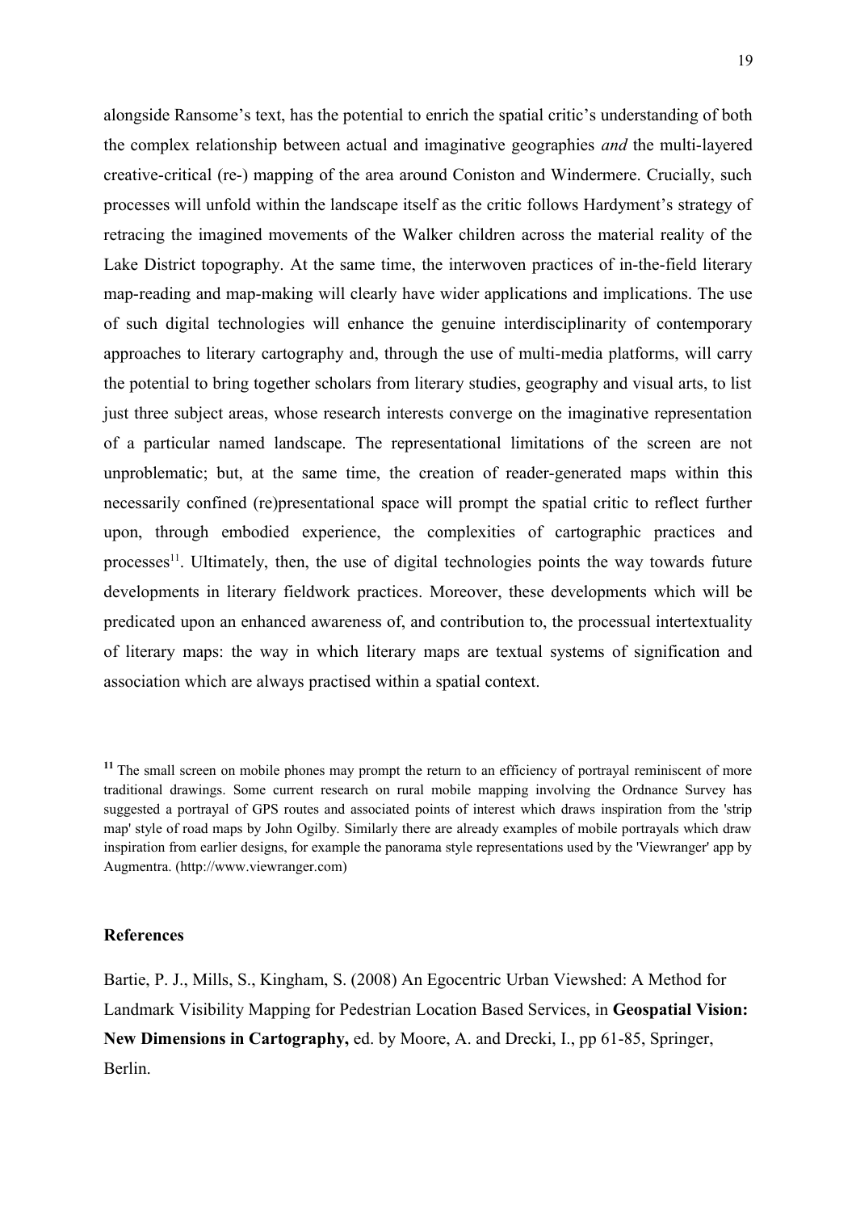alongside Ransome's text, has the potential to enrich the spatial critic's understanding of both the complex relationship between actual and imaginative geographies *and* the multi-layered creative-critical (re-) mapping of the area around Coniston and Windermere. Crucially, such processes will unfold within the landscape itself as the critic follows Hardyment's strategy of retracing the imagined movements of the Walker children across the material reality of the Lake District topography. At the same time, the interwoven practices of in-the-field literary map-reading and map-making will clearly have wider applications and implications. The use of such digital technologies will enhance the genuine interdisciplinarity of contemporary approaches to literary cartography and, through the use of multi-media platforms, will carry the potential to bring together scholars from literary studies, geography and visual arts, to list just three subject areas, whose research interests converge on the imaginative representation of a particular named landscape. The representational limitations of the screen are not unproblematic; but, at the same time, the creation of reader-generated maps within this necessarily confined (re)presentational space will prompt the spatial critic to reflect further upon, through embodied experience, the complexities of cartographic practices and processes[11]. Ultimately, then, the use of digital technologies points the way towards future developments in literary fieldwork practices. Moreover, these developments which will be predicated upon an enhanced awareness of, and contribution to, the processual intertextuality of literary maps: the way in which literary maps are textual systems of signification and association which are always practised within a spatial context.

[11] The small screen on mobile phones may prompt the return to an efficiency of portrayal reminiscent of more traditional drawings. Some current research on rural mobile mapping involving the Ordnance Survey has suggested a portrayal of GPS routes and associated points of interest which draws inspiration from the 'strip map' style of road maps by John Ogilby. Similarly there are already examples of mobile portrayals which draw inspiration from earlier designs, for example the panorama style representations used by the 'Viewranger' app by Augmentra. (http://www.viewranger.com)

## References

Bartie, P. J., Mills, S., Kingham, S. (2008) An Egocentric Urban Viewshed: A Method for Landmark Visibility Mapping for Pedestrian Location Based Services, in **Geospatial Vision: New Dimensions in Cartography,** ed. by Moore, A. and Drecki, I., pp 61-85, Springer, Berlin.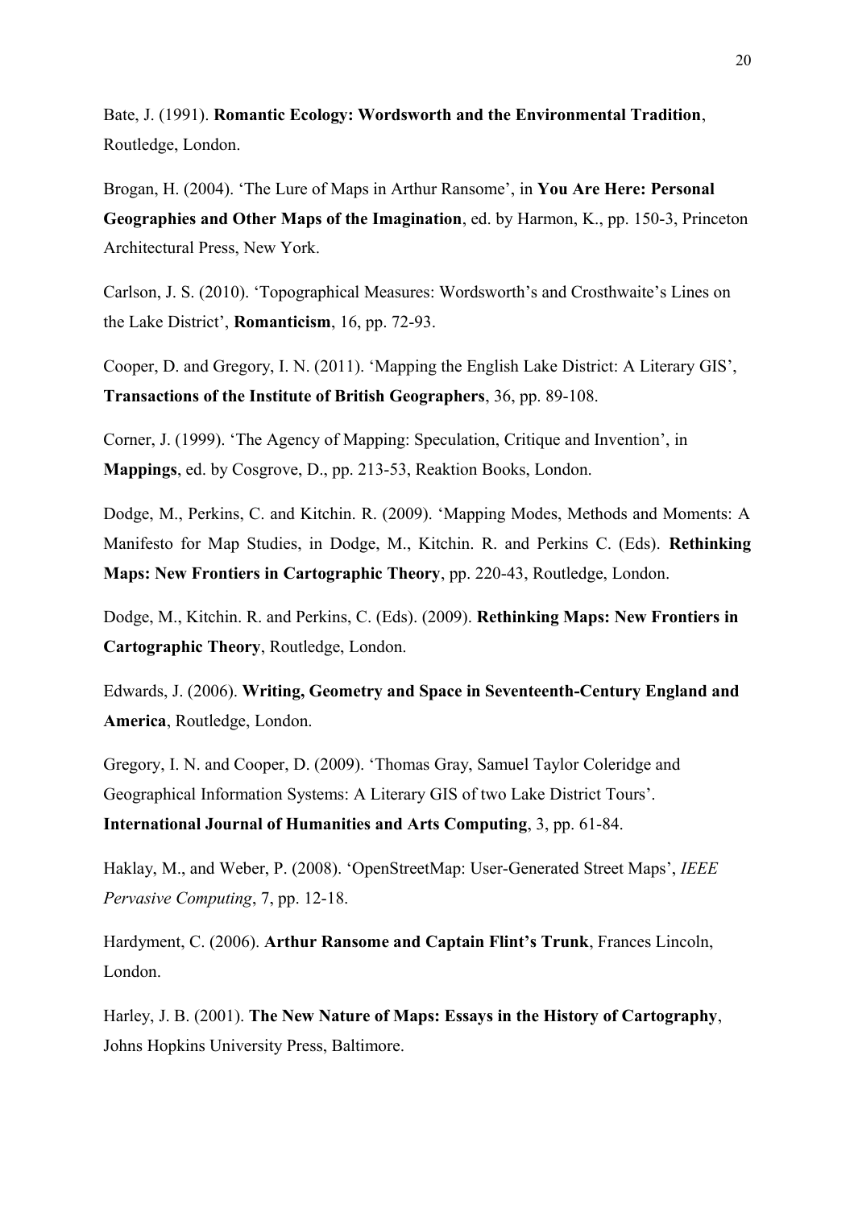Bate, J. (1991). **Romantic Ecology: Wordsworth and the Environmental Tradition**, Routledge, London.

Brogan, H. (2004). 'The Lure of Maps in Arthur Ransome', in **You Are Here: Personal Geographies and Other Maps of the Imagination**, ed. by Harmon, K., pp. 150-3, Princeton Architectural Press, New York.

Carlson, J. S. (2010). 'Topographical Measures: Wordsworth's and Crosthwaite's Lines on the Lake District', **Romanticism**, 16, pp. 72-93.

Cooper, D. and Gregory, I. N. (2011). 'Mapping the English Lake District: A Literary GIS', **Transactions of the Institute of British Geographers**, 36, pp. 89-108.

Corner, J. (1999). 'The Agency of Mapping: Speculation, Critique and Invention', in **Mappings**, ed. by Cosgrove, D., pp. 213-53, Reaktion Books, London.

Dodge, M., Perkins, C. and Kitchin. R. (2009). 'Mapping Modes, Methods and Moments: A Manifesto for Map Studies, in Dodge, M., Kitchin. R. and Perkins C. (Eds). **Rethinking Maps: New Frontiers in Cartographic Theory**, pp. 220-43, Routledge, London.

Dodge, M., Kitchin. R. and Perkins, C. (Eds). (2009). **Rethinking Maps: New Frontiers in Cartographic Theory**, Routledge, London.

Edwards, J. (2006). **Writing, Geometry and Space in Seventeenth-Century England and America**, Routledge, London.

Gregory, I. N. and Cooper, D. (2009). 'Thomas Gray, Samuel Taylor Coleridge and Geographical Information Systems: A Literary GIS of two Lake District Tours'. **International Journal of Humanities and Arts Computing**, 3, pp. 61-84.

Haklay, M., and Weber, P. (2008). 'OpenStreetMap: User-Generated Street Maps', *IEEE Pervasive Computing*, 7, pp. 12-18.

Hardyment, C. (2006). **Arthur Ransome and Captain Flint's Trunk**, Frances Lincoln, London.

Harley, J. B. (2001). **The New Nature of Maps: Essays in the History of Cartography**, Johns Hopkins University Press, Baltimore.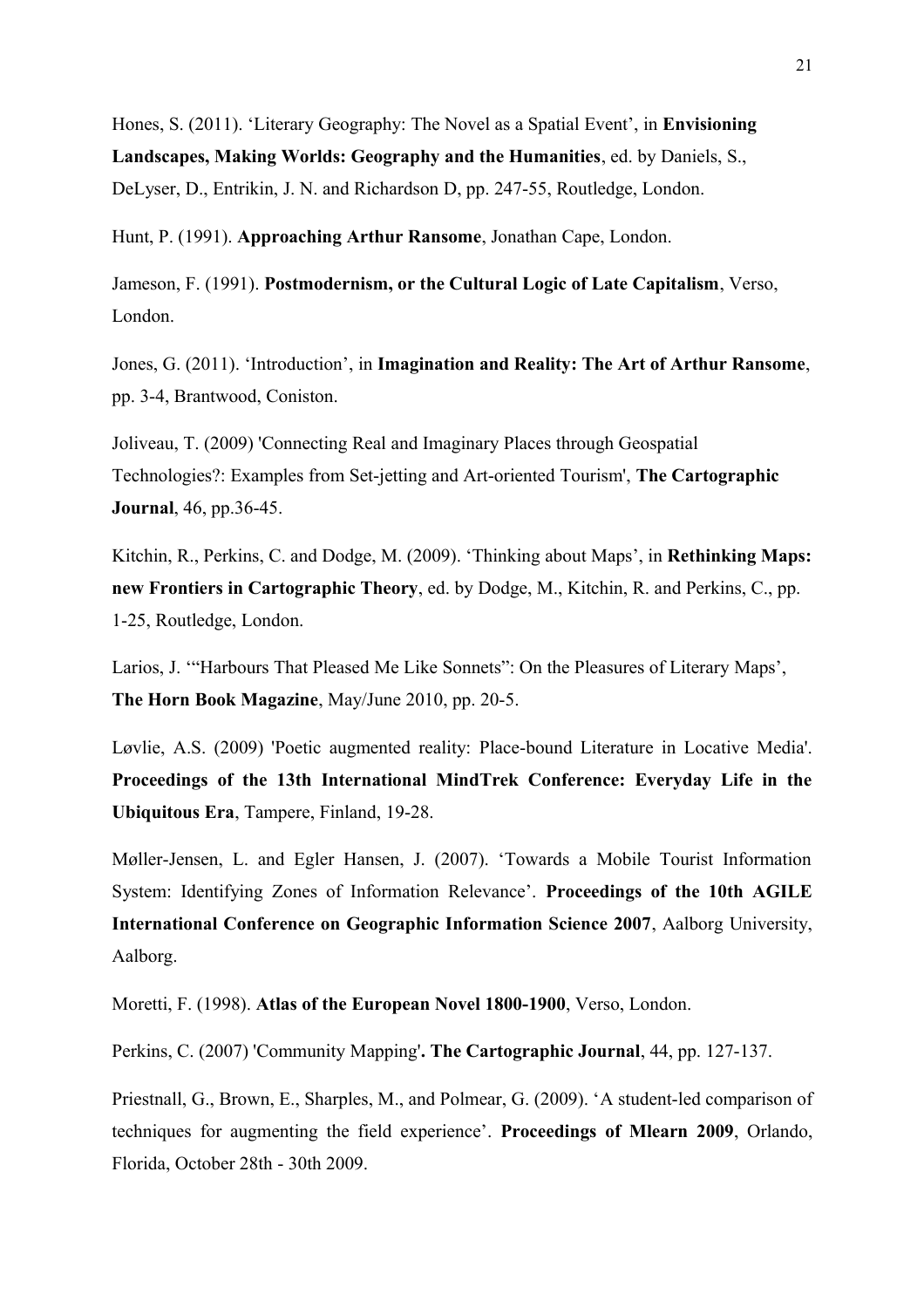Hones, S. (2011). ‘Literary Geography: The Novel as a Spatial Event’, in **Envisioning Landscapes, Making Worlds: Geography and the Humanities**, ed. by Daniels, S., DeLyser, D., Entrikin, J. N. and Richardson D, pp. 247-55, Routledge, London.

Hunt, P. (1991). **Approaching Arthur Ransome**, Jonathan Cape, London.

Jameson, F. (1991). **Postmodernism, or the Cultural Logic of Late Capitalism**, Verso, London.

Jones, G. (2011). ‘Introduction’, in **Imagination and Reality: The Art of Arthur Ransome**, pp. 3-4, Brantwood, Coniston.

Joliveau, T. (2009) 'Connecting Real and Imaginary Places through Geospatial Technologies?: Examples from Set-jetting and Art-oriented Tourism', **The Cartographic Journal**, 46, pp.36-45.

Kitchin, R., Perkins, C. and Dodge, M. (2009). ‘Thinking about Maps’, in **Rethinking Maps: new Frontiers in Cartographic Theory**, ed. by Dodge, M., Kitchin, R. and Perkins, C., pp. 1-25, Routledge, London.

Larios, J. ‘“Harbours That Pleased Me Like Sonnets”: On the Pleasures of Literary Maps’, **The Horn Book Magazine**, May/June 2010, pp. 20-5.

Løvlie, A.S. (2009) 'Poetic augmented reality: Place-bound Literature in Locative Media'. **Proceedings of the 13th International MindTrek Conference: Everyday Life in the Ubiquitous Era**, Tampere, Finland, 19-28.

Møller-Jensen, L. and Egler Hansen, J. (2007). ‘Towards a Mobile Tourist Information System: Identifying Zones of Information Relevance’. **Proceedings of the 10th AGILE International Conference on Geographic Information Science 2007**, Aalborg University, Aalborg.

Moretti, F. (1998). **Atlas of the European Novel 1800-1900**, Verso, London.

Perkins, C. (2007) 'Community Mapping'**. The Cartographic Journal**, 44, pp. 127-137.

Priestnall, G., Brown, E., Sharples, M., and Polmear, G. (2009). ‘A student-led comparison of techniques for augmenting the field experience’. **Proceedings of Mlearn 2009**, Orlando, Florida, October 28th - 30th 2009.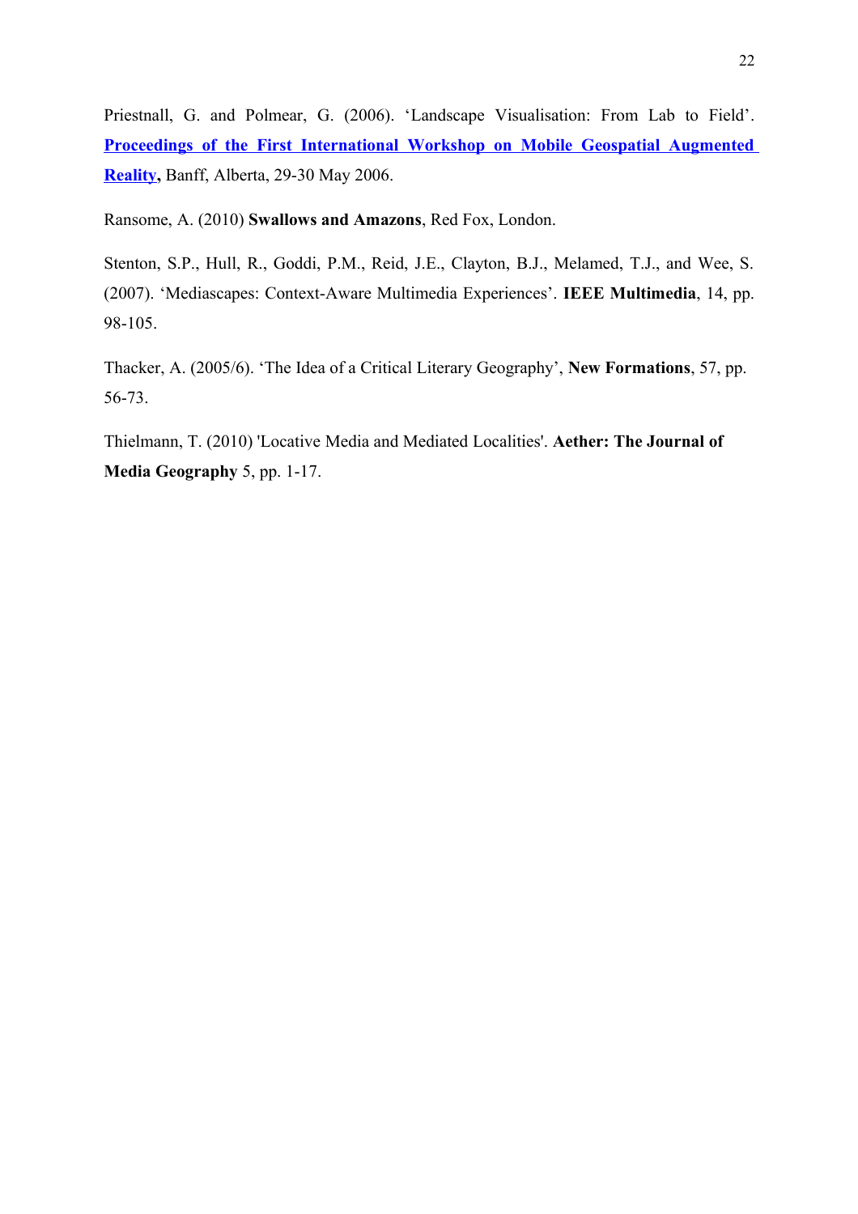Priestnall, G. and Polmear, G. (2006). 'Landscape Visualisation: From Lab to Field'. **Proceedings of the First International Workshop on Mobile Geospatial Augmented Reality,** Banff, Alberta, 29-30 May 2006.

Ransome, A. (2010) **Swallows and Amazons**, Red Fox, London.

Stenton, S.P., Hull, R., Goddi, P.M., Reid, J.E., Clayton, B.J., Melamed, T.J., and Wee, S. (2007). 'Mediascapes: Context-Aware Multimedia Experiences'. **IEEE Multimedia**, 14, pp. 98-105.

Thacker, A. (2005/6). 'The Idea of a Critical Literary Geography', **New Formations**, 57, pp. 56-73.

Thielmann, T. (2010) 'Locative Media and Mediated Localities'. **Aether: The Journal of Media Geography** 5, pp. 1-17.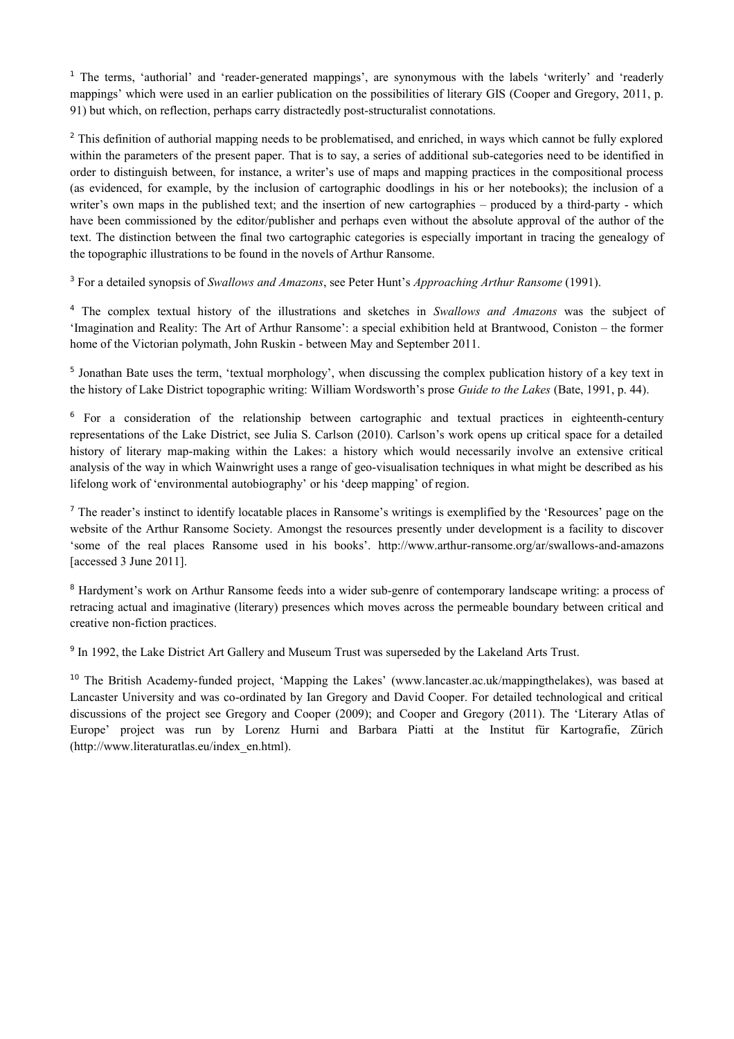[1] The terms, 'authorial' and 'reader-generated mappings', are synonymous with the labels 'writerly' and 'readerly mappings' which were used in an earlier publication on the possibilities of literary GIS (Cooper and Gregory, 2011, p. 91) but which, on reflection, perhaps carry distractedly post-structuralist connotations.

[2] This definition of authorial mapping needs to be problematised, and enriched, in ways which cannot be fully explored within the parameters of the present paper. That is to say, a series of additional sub-categories need to be identified in order to distinguish between, for instance, a writer's use of maps and mapping practices in the compositional process (as evidenced, for example, by the inclusion of cartographic doodlings in his or her notebooks); the inclusion of a writer's own maps in the published text; and the insertion of new cartographies – produced by a third-party - which have been commissioned by the editor/publisher and perhaps even without the absolute approval of the author of the text. The distinction between the final two cartographic categories is especially important in tracing the genealogy of the topographic illustrations to be found in the novels of Arthur Ransome.

[3] For a detailed synopsis of *Swallows and Amazons*, see Peter Hunt's *Approaching Arthur Ransome* (1991).

[4] The complex textual history of the illustrations and sketches in *Swallows and Amazons* was the subject of 'Imagination and Reality: The Art of Arthur Ransome': a special exhibition held at Brantwood, Coniston – the former home of the Victorian polymath, John Ruskin - between May and September 2011.

[5] Jonathan Bate uses the term, 'textual morphology', when discussing the complex publication history of a key text in the history of Lake District topographic writing: William Wordsworth's prose *Guide to the Lakes* (Bate, 1991, p. 44).

[6] For a consideration of the relationship between cartographic and textual practices in eighteenth-century representations of the Lake District, see Julia S. Carlson (2010). Carlson's work opens up critical space for a detailed history of literary map-making within the Lakes: a history which would necessarily involve an extensive critical analysis of the way in which Wainwright uses a range of geo-visualisation techniques in what might be described as his lifelong work of 'environmental autobiography' or his 'deep mapping' of region.

[7] The reader's instinct to identify locatable places in Ransome's writings is exemplified by the 'Resources' page on the website of the Arthur Ransome Society. Amongst the resources presently under development is a facility to discover 'some of the real places Ransome used in his books'. http://www.arthur-ransome.org/ar/swallows-and-amazons [accessed 3 June 2011].

[8] Hardyment's work on Arthur Ransome feeds into a wider sub-genre of contemporary landscape writing: a process of retracing actual and imaginative (literary) presences which moves across the permeable boundary between critical and creative non-fiction practices.

[9] In 1992, the Lake District Art Gallery and Museum Trust was superseded by the Lakeland Arts Trust.

[10] The British Academy-funded project, 'Mapping the Lakes' (www.lancaster.ac.uk/mappingthelakes), was based at Lancaster University and was co-ordinated by Ian Gregory and David Cooper. For detailed technological and critical discussions of the project see Gregory and Cooper (2009); and Cooper and Gregory (2011). The 'Literary Atlas of Europe' project was run by Lorenz Hurni and Barbara Piatti at the Institut für Kartografie, Zürich (http://www.literaturatlas.eu/index_en.html).